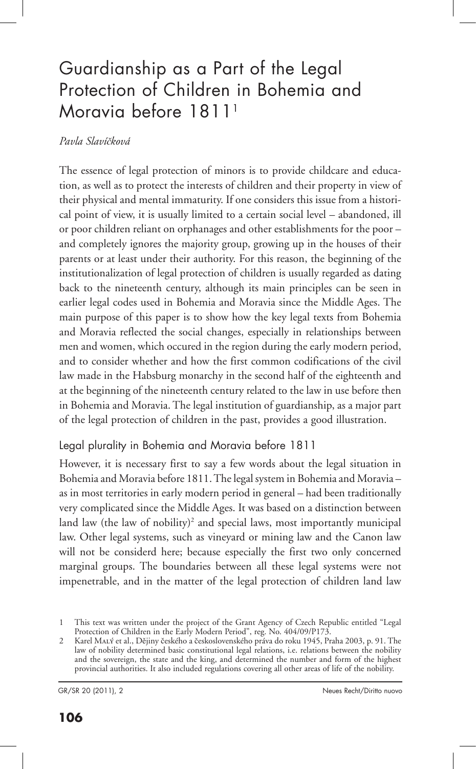# Guardianship as a Part of the Legal Protection of Children in Bohemia and Moravia before 1811[1]

*Pavla Slavíčková*

The essence of legal protection of minors is to provide childcare and education, as well as to protect the interests of children and their property in view of their physical and mental immaturity. If one considers this issue from a historical point of view, it is usually limited to a certain social level – abandoned, ill or poor children reliant on orphanages and other establishments for the poor – and completely ignores the majority group, growing up in the houses of their parents or at least under their authority. For this reason, the beginning of the institutionalization of legal protection of children is usually regarded as dating back to the nineteenth century, although its main principles can be seen in earlier legal codes used in Bohemia and Moravia since the Middle Ages. The main purpose of this paper is to show how the key legal texts from Bohemia and Moravia reflected the social changes, especially in relationships between men and women, which occured in the region during the early modern period, and to consider whether and how the first common codifications of the civil law made in the Habsburg monarchy in the second half of the eighteenth and at the beginning of the nineteenth century related to the law in use before then in Bohemia and Moravia. The legal institution of guardianship, as a major part of the legal protection of children in the past, provides a good illustration.

## Legal plurality in Bohemia and Moravia before 1811

However, it is necessary first to say a few words about the legal situation in Bohemia and Moravia before 1811. The legal system in Bohemia and Moravia – as in most territories in early modern period in general – had been traditionally very complicated since the Middle Ages. It was based on a distinction between land law (the law of nobility)[2] and special laws, most importantly municipal law. Other legal systems, such as vineyard or mining law and the Canon law will not be considerd here; because especially the first two only concerned marginal groups. The boundaries between all these legal systems were not impenetrable, and in the matter of the legal protection of children land law

---

1 This text was written under the project of the Grant Agency of Czech Republic entitled "Legal Protection of Children in the Early Modern Period", reg. No. 404/09/P173.

2 Karel Malý et al., Dějiny českého a československého práva do roku 1945, Praha 2003, p. 91. The law of nobility determined basic constitutional legal relations, i.e. relations between the nobility and the sovereign, the state and the king, and determined the number and form of the highest provincial authorities. It also included regulations covering all other areas of life of the nobility.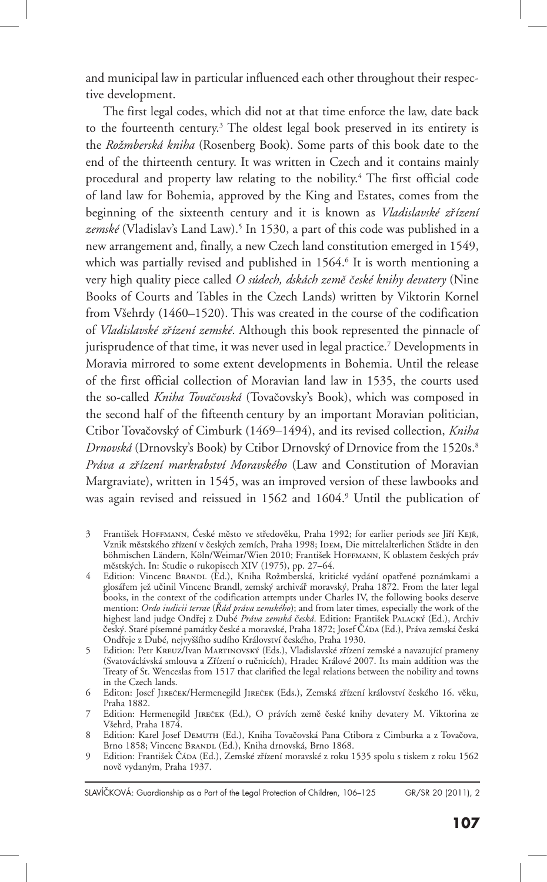and municipal law in particular influenced each other throughout their respective development.

The first legal codes, which did not at that time enforce the law, date back to the fourteenth century.[3] The oldest legal book preserved in its entirety is the *Rožmberská kniha* (Rosenberg Book). Some parts of this book date to the end of the thirteenth century. It was written in Czech and it contains mainly procedural and property law relating to the nobility.[4] The first official code of land law for Bohemia, approved by the King and Estates, comes from the beginning of the sixteenth century and it is known as *Vladislavské zřízení zemské* (Vladislav's Land Law).[5] In 1530, a part of this code was published in a new arrangement and, finally, a new Czech land constitution emerged in 1549, which was partially revised and published in 1564.[6] It is worth mentioning a very high quality piece called *O súdech, dskách země české knihy devatery* (Nine Books of Courts and Tables in the Czech Lands) written by Viktorin Kornel from Všehrdy (1460–1520). This was created in the course of the codification of *Vladislavské zřízení zemské*. Although this book represented the pinnacle of jurisprudence of that time, it was never used in legal practice.[7] Developments in Moravia mirrored to some extent developments in Bohemia. Until the release of the first official collection of Moravian land law in 1535, the courts used the so-called *Kniha Tovačovská* (Tovačovsky's Book), which was composed in the second half of the fifteenth century by an important Moravian politician, Ctibor Tovačovský of Cimburk (1469–1494), and its revised collection, *Kniha Drnovská* (Drnovsky's Book) by Ctibor Drnovský of Drnovice from the 1520s.[8] *Práva a zřízení markrabství Moravského* (Law and Constitution of Moravian Margraviate), written in 1545, was an improved version of these lawbooks and was again revised and reissued in 1562 and 1604.[9] Until the publication of

---

3 František Hoffmann, České město ve středověku, Praha 1992; for earlier periods see Jiří Kejř, Vznik městského zřízení v českých zemích, Praha 1998; Idem, Die mittelalterlichen Städte in den böhmischen Ländern, Köln/Weimar/Wien 2010; František Hoffmann, K oblastem českých práv městských. In: Studie o rukopisech XIV (1975), pp. 27–64.

4 Edition: Vincenc Brandl (Ed.), Kniha Rožmberská, kritické vydání opatřené poznámkami a glosářem jež učinil Vincenc Brandl, zemský archivář moravský, Praha 1872. From the later legal books, in the context of the codification attempts under Charles IV, the following books deserve mention: *Ordo iudicii terrae* (*Řád práva zemského*); and from later times, especially the work of the highest land judge Ondřej z Dubé *Práva zemská česká*. Edition: František Palacký (Ed.), Archiv český. Staré písemné památky české a moravské, Praha 1872; Josef Čáda (Ed.), Práva zemská česká Ondřeje z Dubé, nejvyššího sudího Království českého, Praha 1930.

5 Edition: Petr Kreuz/Ivan Martinovský (Eds.), Vladislavské zřízení zemské a navazující prameny (Svatováclávská smlouva a Zřízení o ručnících), Hradec Králové 2007. Its main addition was the Treaty of St. Wenceslas from 1517 that clarified the legal relations between the nobility and towns in the Czech lands.

6 Editon: Josef Jireček/Hermenegild Jireček (Eds.), Zemská zřízení království českého 16. věku, Praha 1882.

7 Edition: Hermenegild Jireček (Ed.), O právích země české knihy devatery M. Viktorina ze Všehrd, Praha 1874.

8 Edition: Karel Josef Demuth (Ed.), Kniha Tovačovská Pana Ctibora z Cimburka a z Tovačova, Brno 1858; Vincenc Brandl (Ed.), Kniha drnovská, Brno 1868.

9 Edition: František Čáda (Ed.), Zemské zřízení moravské z roku 1535 spolu s tiskem z roku 1562 nově vydaným, Praha 1937.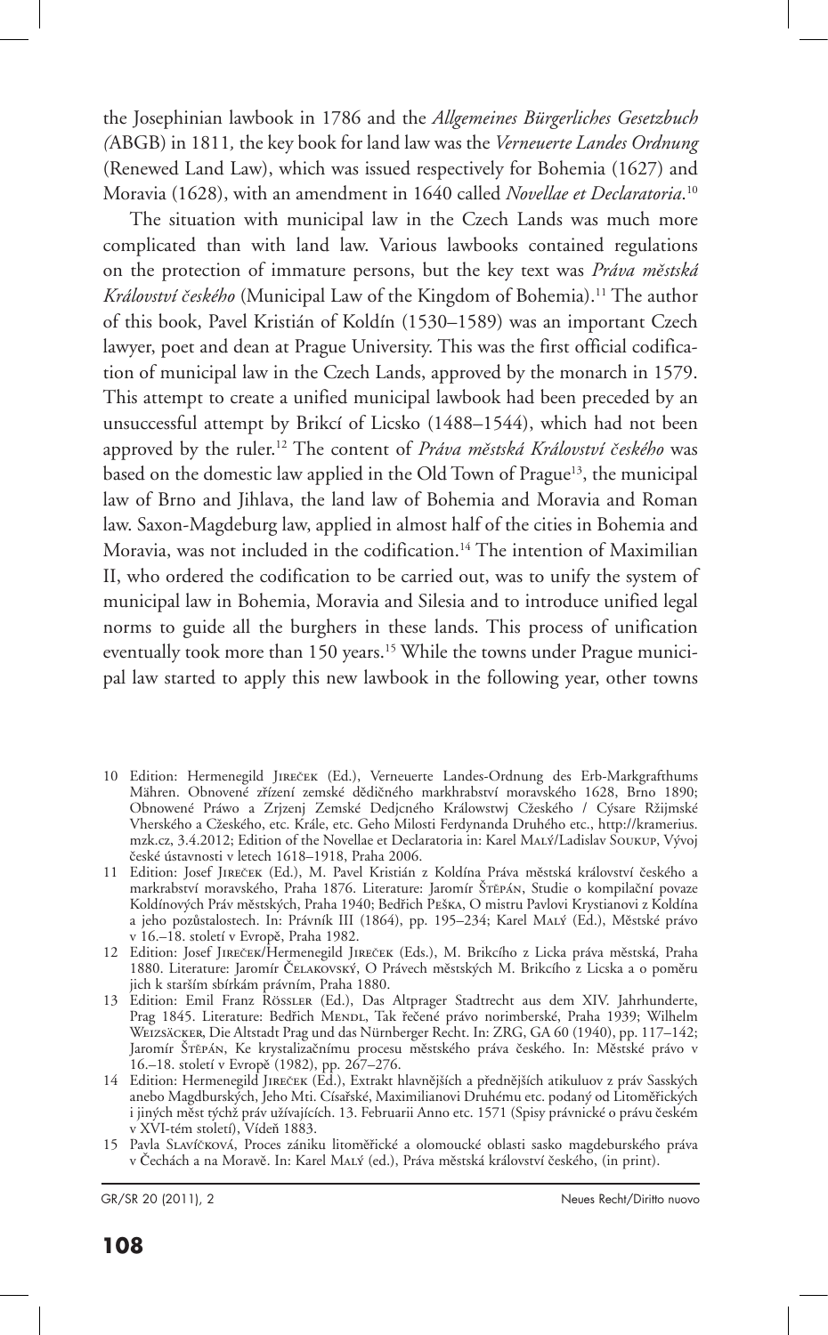the Josephinian lawbook in 1786 and the *Allgemeines Bürgerliches Gesetzbuch (*ABGB) in 1811*,* the key book for land law was the *Verneuerte Landes Ordnung* (Renewed Land Law), which was issued respectively for Bohemia (1627) and Moravia (1628), with an amendment in 1640 called *Novellae et Declaratoria*.[10]

The situation with municipal law in the Czech Lands was much more complicated than with land law. Various lawbooks contained regulations on the protection of immature persons, but the key text was *Práva městská Království českého* (Municipal Law of the Kingdom of Bohemia).[11] The author of this book, Pavel Kristián of Koldín (1530–1589) was an important Czech lawyer, poet and dean at Prague University. This was the first official codification of municipal law in the Czech Lands, approved by the monarch in 1579. This attempt to create a unified municipal lawbook had been preceded by an unsuccessful attempt by Brikcí of Licsko (1488–1544), which had not been approved by the ruler.[12] The content of *Práva městská Království českého* was based on the domestic law applied in the Old Town of Prague[13], the municipal law of Brno and Jihlava, the land law of Bohemia and Moravia and Roman law. Saxon-Magdeburg law, applied in almost half of the cities in Bohemia and Moravia, was not included in the codification.[14] The intention of Maximilian II, who ordered the codification to be carried out, was to unify the system of municipal law in Bohemia, Moravia and Silesia and to introduce unified legal norms to guide all the burghers in these lands. This process of unification eventually took more than 150 years.[15] While the towns under Prague municipal law started to apply this new lawbook in the following year, other towns

---

10 Edition: Hermenegild Jireček (Ed.), Verneuerte Landes-Ordnung des Erb-Markgrafthums Mähren. Obnovené zřízení zemské dědičného markhrabství moravského 1628, Brno 1890; Obnowené Práwo a Zrjzenj Zemské Dedjcného Králowstwj Cžeského / Cýsare Ržijmské Vherského a Cžeského, etc. Krále, etc. Geho Milosti Ferdynanda Druhého etc., http://kramerius.mzk.cz, 3.4.2012; Edition of the Novellae et Declaratoria in: Karel Malý/Ladislav Soukup, Vývoj české ústavnosti v letech 1618–1918, Praha 2006.

11 Edition: Josef Jireček (Ed.), M. Pavel Kristián z Koldína Práva městská království českého a markrabství moravského, Praha 1876. Literature: Jaromír Štěpán, Studie o kompilační povaze Koldínových Práv městských, Praha 1940; Bedřich Peška, O mistru Pavlovi Krystianovi z Koldína a jeho pozůstalostech. In: Právník III (1864), pp. 195–234; Karel Malý (Ed.), Městské právo v 16.–18. století v Evropě, Praha 1982.

12 Edition: Josef Jireček/Hermenegild Jireček (Eds.), M. Brikcího z Licka práva městská, Praha 1880. Literature: Jaromír Čelakovský, O Právech městských M. Brikcího z Licska a o poměru jich k starším sbírkám právním, Praha 1880.

13 Edition: Emil Franz Rössler (Ed.), Das Altprager Stadtrecht aus dem XIV. Jahrhunderte, Prag 1845. Literature: Bedřich Mendl, Tak řečené právo norimberské, Praha 1939; Wilhelm Weizsäcker, Die Altstadt Prag und das Nürnberger Recht. In: ZRG, GA 60 (1940), pp. 117–142; Jaromír Štěpán, Ke krystalizačnímu procesu městského práva českého. In: Městské právo v 16.–18. století v Evropě (1982), pp. 267–276.

14 Edition: Hermenegild Jireček (Ed.), Extrakt hlavnějších a přednějších atikuluov z práv Sasských anebo Magdburských, Jeho Mti. Císařské, Maximilianovi Druhému etc. podaný od Litoměřických i jiných měst týchž práv užívajících. 13. Februarii Anno etc. 1571 (Spisy právnické o právu českém v XVI-tém století), Vídeň 1883.

15 Pavla Slavíčková, Proces zániku litoměřické a olomoucké oblasti sasko magdeburského práva v Čechách a na Moravě. In: Karel Malý (ed.), Práva městská království českého, (in print).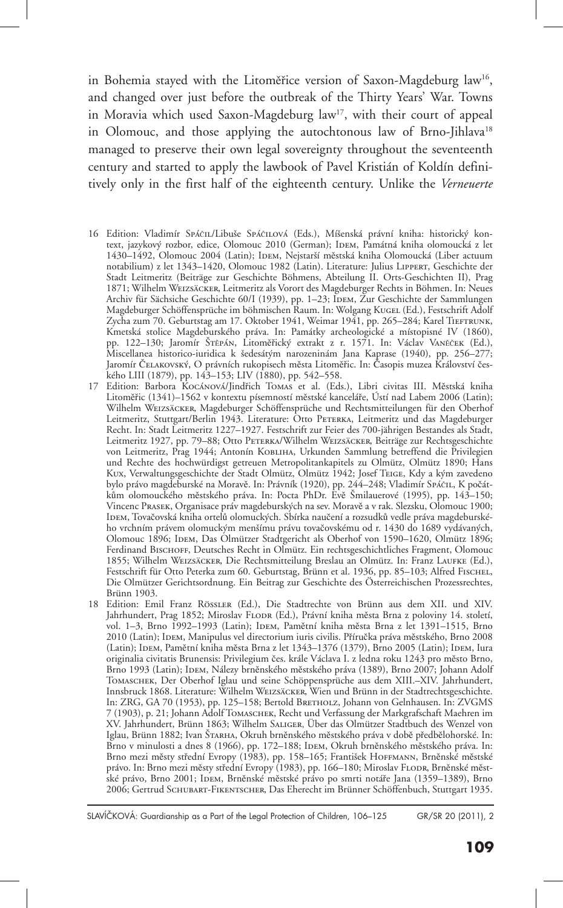in Bohemia stayed with the Litoměřice version of Saxon-Magdeburg law[16], and changed over just before the outbreak of the Thirty Years' War. Towns in Moravia which used Saxon-Magdeburg law[17], with their court of appeal in Olomouc, and those applying the autochtonous law of Brno-Jihlava[18] managed to preserve their own legal sovereignty throughout the seventeenth century and started to apply the lawbook of Pavel Kristián of Koldín definitively only in the first half of the eighteenth century. Unlike the *Verneuerte*

16 Edition: Vladimír Spáčil/Libuše Spáčilová (Eds.), Míšenská právní kniha: historický kontext, jazykový rozbor, edice, Olomouc 2010 (German); Idem, Památná kniha olomoucká z let 1430–1492, Olomouc 2004 (Latin); Idem, Nejstarší městská kniha Olomoucká (Liber actuum notabilium) z let 1343–1420, Olomouc 1982 (Latin). Literature: Julius Lippert, Geschichte der Stadt Leitmeritz (Beiträge zur Geschichte Böhmens, Abteilung II. Orts-Geschichten II), Prag 1871; Wilhelm Weizsäcker, Leitmeritz als Vorort des Magdeburger Rechts in Böhmen. In: Neues Archiv für Sächsiche Geschichte 60/I (1939), pp. 1–23; Idem, Zur Geschichte der Sammlungen Magdeburger Schöffensprüche im böhmischen Raum. In: Wolgang Kugel (Ed.), Festschrift Adolf Zycha zum 70. Geburtstag am 17. Oktober 1941, Weimar 1941, pp. 265–284; Karel Tieftrunk, Kmetská stolice Magdeburského práva. In: Památky archeologické a místopisné IV (1860), pp. 122–130; Jaromír Štěpán, Litoměřický extrakt z r. 1571. In: Václav Vaněček (Ed.), Miscellanea historico-iuridica k šedesátým narozeninám Jana Kaprase (1940), pp. 256–277; Jaromír Čelakovský, O právních rukopisech města Litoměřic. In: Časopis muzea Království českého LIII (1879), pp. 143–153; LIV (1880), pp. 542–558.

17 Edition: Barbora Kocánová/Jindřich Tomas et al. (Eds.), Libri civitas III. Městská kniha Litoměřic (1341)–1562 v kontextu písemností městské kanceláře, Ústí nad Labem 2006 (Latin); Wilhelm Weizsäcker, Magdeburger Schöffensprüche und Rechtsmitteilungen für den Oberhof Leitmeritz, Stuttgart/Berlin 1943. Literature: Otto Peterka, Leitmeritz und das Magdeburger Recht. In: Stadt Leitmeritz 1227–1927. Festschrift zur Feier des 700-jährigen Bestandes als Stadt, Leitmeritz 1927, pp. 79–88; Otto Peterka/Wilhelm Weizsäcker, Beiträge zur Rechtsgeschichte von Leitmeritz, Prag 1944; Antonín Kobliha, Urkunden Sammlung betreffend die Privilegien und Rechte des hochwürdigst getreuen Metropolitankapitels zu Olmütz, Olmütz 1890; Hans Kux, Verwaltungsgeschichte der Stadt Olmütz, Olmütz 1942; Josef Teige, Kdy a kým zavedeno bylo právo magdeburské na Moravě. In: Právník (1920), pp. 244–248; Vladimír Spáčil, K počátkům olomouckého městského práva. In: Pocta PhDr. Evě Šmilauerové (1995), pp. 143–150; Vincenc Prasek, Organisace práv magdeburských na sev. Moravě a v rak. Slezsku, Olomouc 1900; Idem, Tovačovská kniha ortelů olomuckých. Sbírka naučení a rozsudků vedle práva magdeburského vrchním právem olomuckým menšímu právu tovačovskému od r. 1430 do 1689 vydávaných, Olomouc 1896; Idem, Das Olmützer Stadtgericht als Oberhof von 1590–1620, Olmütz 1896; Ferdinand Bischoff, Deutsches Recht in Olmütz. Ein rechtsgeschichtliches Fragment, Olomouc 1855; Wilhelm Weizsäcker, Die Rechtsmitteilung Breslau an Olmütz. In: Franz Laufke (Ed.), Festschrift für Otto Peterka zum 60. Geburtstag, Brünn et al. 1936, pp. 85–103; Alfred Fischel, Die Olmützer Gerichtsordnung. Ein Beitrag zur Geschichte des Österreichischen Prozessrechtes, Brünn 1903.

18 Edition: Emil Franz Rössler (Ed.), Die Stadtrechte von Brünn aus dem XII. und XIV. Jahrhundert, Prag 1852; Miroslav Flodr (Ed.), Právní kniha města Brna z poloviny 14. století, vol. 1–3, Brno 1992–1993 (Latin); Idem, Pamětní kniha města Brna z let 1391–1515, Brno 2010 (Latin); Idem, Manipulus vel directorium iuris civilis. Příručka práva městského, Brno 2008 (Latin); Idem, Pamětní kniha města Brna z let 1343–1376 (1379), Brno 2005 (Latin); Idem, Iura originalia civitatis Brunensis: Privilegium čes. krále Václava I. z ledna roku 1243 pro město Brno, Brno 1993 (Latin); Idem, Nálezy brněnského městského práva (1389), Brno 2007; Johann Adolf Tomaschek, Der Oberhof Iglau und seine Schöppensprüche aus dem XIII.–XIV. Jahrhundert, Innsbruck 1868. Literature: Wilhelm Weizsäcker, Wien und Brünn in der Stadtrechtsgeschichte. In: ZRG, GA 70 (1953), pp. 125–158; Bertold Bretholz, Johann von Gelnhausen. In: ZVGMS 7 (1903), p. 21; Johann Adolf Tomaschek, Recht und Verfassung der Markgrafschaft Maehren im XV. Jahrhundert, Brünn 1863; Wilhelm Saliger, Über das Olmützer Stadtbuch des Wenzel von Iglau, Brünn 1882; Ivan Štarha, Okruh brněnského městského práva v době předbělohorské. In: Brno v minulosti a dnes 8 (1966), pp. 172–188; Idem, Okruh brněnského městského práva. In: Brno mezi městy střední Evropy (1983), pp. 158–165; František Hoffmann, Brněnské městské právo. In: Brno mezi městy střední Evropy (1983), pp. 166–180; Miroslav Flodr, Brněnské městské právo, Brno 2001; Idem, Brněnské městské právo po smrti notáře Jana (1359–1389), Brno 2006; Gertrud Schubart-Fikentscher, Das Eherecht im Brünner Schöffenbuch, Stuttgart 1935.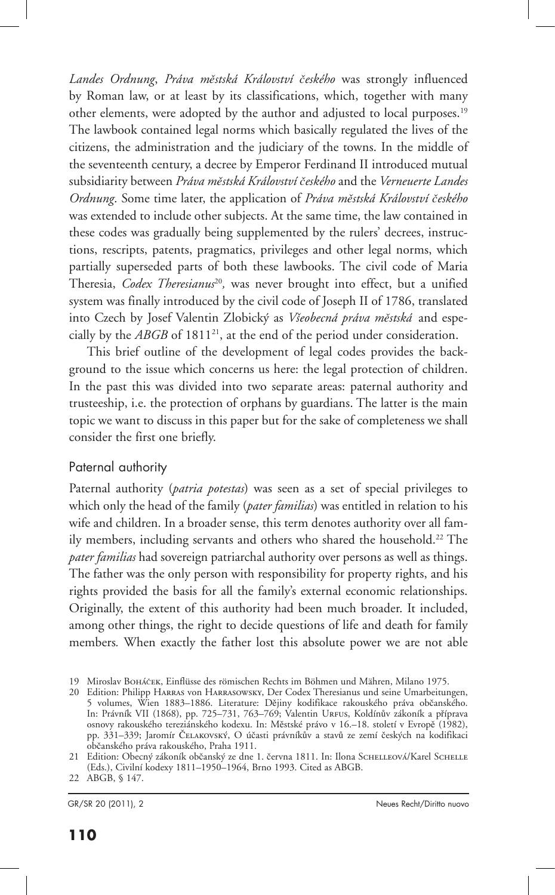*Landes Ordnung*, *Práva městská Království českého* was strongly influenced by Roman law, or at least by its classifications, which, together with many other elements, were adopted by the author and adjusted to local purposes.[19] The lawbook contained legal norms which basically regulated the lives of the citizens, the administration and the judiciary of the towns. In the middle of the seventeenth century, a decree by Emperor Ferdinand II introduced mutual subsidiarity between *Práva městská Království českého* and the *Verneuerte Landes Ordnung*. Some time later, the application of *Práva městská Království českého* was extended to include other subjects. At the same time, the law contained in these codes was gradually being supplemented by the rulers' decrees, instructions, rescripts, patents, pragmatics, privileges and other legal norms, which partially superseded parts of both these lawbooks. The civil code of Maria Theresia, *Codex Theresianus*[20], was never brought into effect, but a unified system was finally introduced by the civil code of Joseph II of 1786, translated into Czech by Josef Valentin Zlobický as *Všeobecná práva městská* and especially by the *ABGB* of 1811[21], at the end of the period under consideration.

This brief outline of the development of legal codes provides the background to the issue which concerns us here: the legal protection of children. In the past this was divided into two separate areas: paternal authority and trusteeship, i.e. the protection of orphans by guardians. The latter is the main topic we want to discuss in this paper but for the sake of completeness we shall consider the first one briefly.

## Paternal authority

Paternal authority (*patria potestas*) was seen as a set of special privileges to which only the head of the family (*pater familias*) was entitled in relation to his wife and children. In a broader sense, this term denotes authority over all family members, including servants and others who shared the household.[22] The *pater familias* had sovereign patriarchal authority over persons as well as things. The father was the only person with responsibility for property rights, and his rights provided the basis for all the family's external economic relationships. Originally, the extent of this authority had been much broader. It included, among other things, the right to decide questions of life and death for family members. When exactly the father lost this absolute power we are not able

19 Miroslav Boháček, Einflüsse des römischen Rechts im Böhmen und Mähren, Milano 1975.

20 Edition: Philipp Harras von Harrasowsky, Der Codex Theresianus und seine Umarbeitungen, 5 volumes, Wien 1883–1886. Literature: Dějiny kodifikace rakouského práva občanského. In: Právník VII (1868), pp. 725–731, 763–769; Valentin Urfus, Koldínův zákoník a příprava osnovy rakouského tereziánského kodexu. In: Městské právo v 16.–18. století v Evropě (1982), pp. 331–339; Jaromír Čelakovský, O účasti právníkův a stavů ze zemí českých na kodifikaci občanského práva rakouského, Praha 1911.

21 Edition: Obecný zákoník občanský ze dne 1. června 1811. In: Ilona Schelleová/Karel Schelle (Eds.), Civilní kodexy 1811–1950–1964, Brno 1993. Cited as ABGB.

22 ABGB, § 147.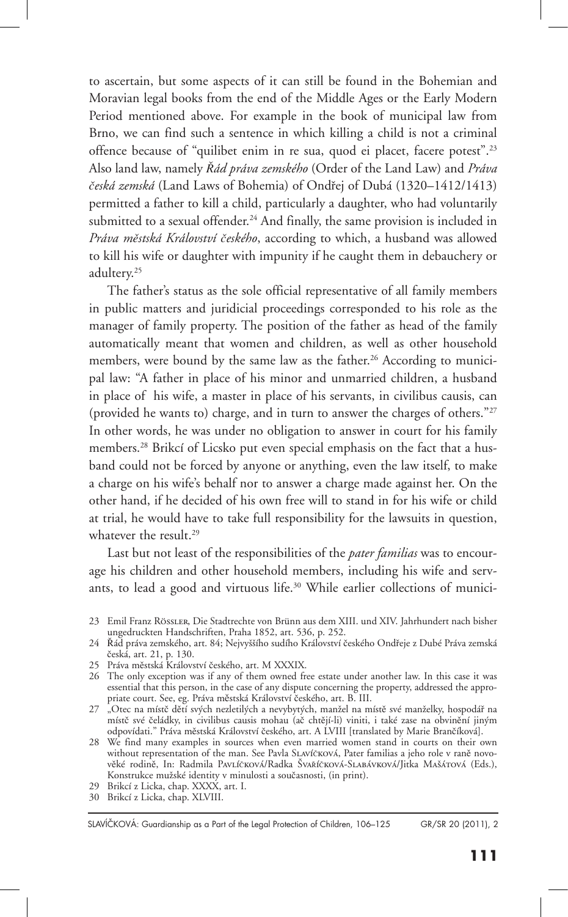to ascertain, but some aspects of it can still be found in the Bohemian and Moravian legal books from the end of the Middle Ages or the Early Modern Period mentioned above. For example in the book of municipal law from Brno, we can find such a sentence in which killing a child is not a criminal offence because of "quilibet enim in re sua, quod ei placet, facere potest".[23] Also land law, namely *Řád práva zemského* (Order of the Land Law) and *Práva česká zemská* (Land Laws of Bohemia) of Ondřej of Dubá (1320–1412/1413) permitted a father to kill a child, particularly a daughter, who had voluntarily submitted to a sexual offender.[24] And finally, the same provision is included in *Práva městská Království českého*, according to which, a husband was allowed to kill his wife or daughter with impunity if he caught them in debauchery or adultery.[25]

The father's status as the sole official representative of all family members in public matters and juridicial proceedings corresponded to his role as the manager of family property. The position of the father as head of the family automatically meant that women and children, as well as other household members, were bound by the same law as the father.[26] According to municipal law: "A father in place of his minor and unmarried children, a husband in place of his wife, a master in place of his servants, in civilibus causis, can (provided he wants to) charge, and in turn to answer the charges of others."[27] In other words, he was under no obligation to answer in court for his family members.[28] Brikcí of Licsko put even special emphasis on the fact that a husband could not be forced by anyone or anything, even the law itself, to make a charge on his wife's behalf nor to answer a charge made against her. On the other hand, if he decided of his own free will to stand in for his wife or child at trial, he would have to take full responsibility for the lawsuits in question, whatever the result.[29]

Last but not least of the responsibilities of the *pater familias* was to encourage his children and other household members, including his wife and servants, to lead a good and virtuous life.[30] While earlier collections of munici-

---

23 Emil Franz Rössler, Die Stadtrechte von Brünn aus dem XIII. und XIV. Jahrhundert nach bisher ungedruckten Handschriften, Praha 1852, art. 536, p. 252.

24 Řád práva zemského, art. 84; Nejvyššího sudího Království českého Ondřeje z Dubé Práva zemská česká, art. 21, p. 130.

25 Práva městská Království českého, art. M XXXIX.

26 The only exception was if any of them owned free estate under another law. In this case it was essential that this person, in the case of any dispute concerning the property, addressed the appropriate court. See, eg. Práva městská Království českého, art. B. III.

27 „Otec na místě dětí svých nezletilých a nevybytých, manžel na místě své manželky, hospodář na místě své čeládky, in civilibus causis mohau (ač chtějí-li) viniti, i také zase na obvinění jiným odpovídati." Práva městská Království českého, art. A LVIII [translated by Marie Brančíková].

28 We find many examples in sources when even married women stand in courts on their own without representation of the man. See Pavla Slavíčková, Pater familias a jeho role v raně novověké rodině, In: Radmila Pavlíčková/Radka Švaříčková-Slabáková/Jitka Mašátová (Eds.), Konstrukce mužské identity v minulosti a současnosti, (in print).

29 Brikcí z Licka, chap. XXXX, art. I.

30 Brikcí z Licka, chap. XLVIII.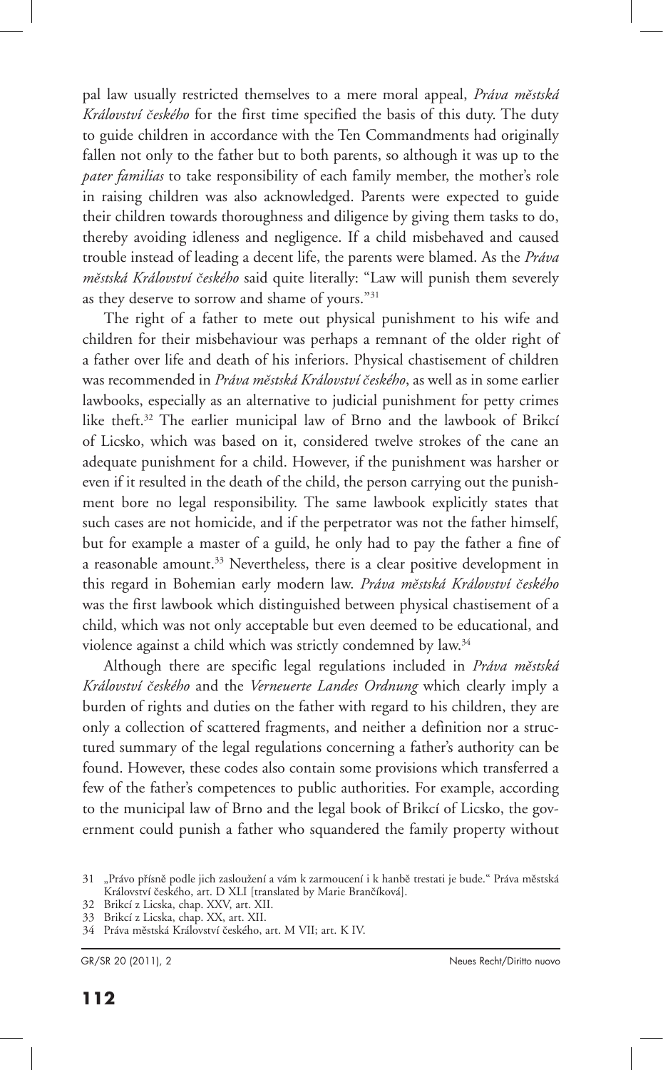pal law usually restricted themselves to a mere moral appeal, *Práva městská Království českého* for the first time specified the basis of this duty. The duty to guide children in accordance with the Ten Commandments had originally fallen not only to the father but to both parents, so although it was up to the *pater familias* to take responsibility of each family member, the mother's role in raising children was also acknowledged. Parents were expected to guide their children towards thoroughness and diligence by giving them tasks to do, thereby avoiding idleness and negligence. If a child misbehaved and caused trouble instead of leading a decent life, the parents were blamed. As the *Práva městská Království českého* said quite literally: "Law will punish them severely as they deserve to sorrow and shame of yours."[31]

The right of a father to mete out physical punishment to his wife and children for their misbehaviour was perhaps a remnant of the older right of a father over life and death of his inferiors. Physical chastisement of children was recommended in *Práva městská Království českého*, as well as in some earlier lawbooks, especially as an alternative to judicial punishment for petty crimes like theft.[32] The earlier municipal law of Brno and the lawbook of Brikcí of Licsko, which was based on it, considered twelve strokes of the cane an adequate punishment for a child. However, if the punishment was harsher or even if it resulted in the death of the child, the person carrying out the punishment bore no legal responsibility. The same lawbook explicitly states that such cases are not homicide, and if the perpetrator was not the father himself, but for example a master of a guild, he only had to pay the father a fine of a reasonable amount.[33] Nevertheless, there is a clear positive development in this regard in Bohemian early modern law. *Práva městská Království českého* was the first lawbook which distinguished between physical chastisement of a child, which was not only acceptable but even deemed to be educational, and violence against a child which was strictly condemned by law.[34]

Although there are specific legal regulations included in *Práva městská Království českého* and the *Verneuerte Landes Ordnung* which clearly imply a burden of rights and duties on the father with regard to his children, they are only a collection of scattered fragments, and neither a definition nor a structured summary of the legal regulations concerning a father's authority can be found. However, these codes also contain some provisions which transferred a few of the father's competences to public authorities. For example, according to the municipal law of Brno and the legal book of Brikcí of Licsko, the government could punish a father who squandered the family property without

---

31 „Právo přísně podle jich zasloužení a vám k zarmoucení i k hanbě trestati je bude." Práva městská Království českého, art. D XLI [translated by Marie Brančíková].

32 Brikcí z Licska, chap. XXV, art. XII.

33 Brikcí z Licska, chap. XX, art. XII.

34 Práva městská Království českého, art. M VII; art. K IV.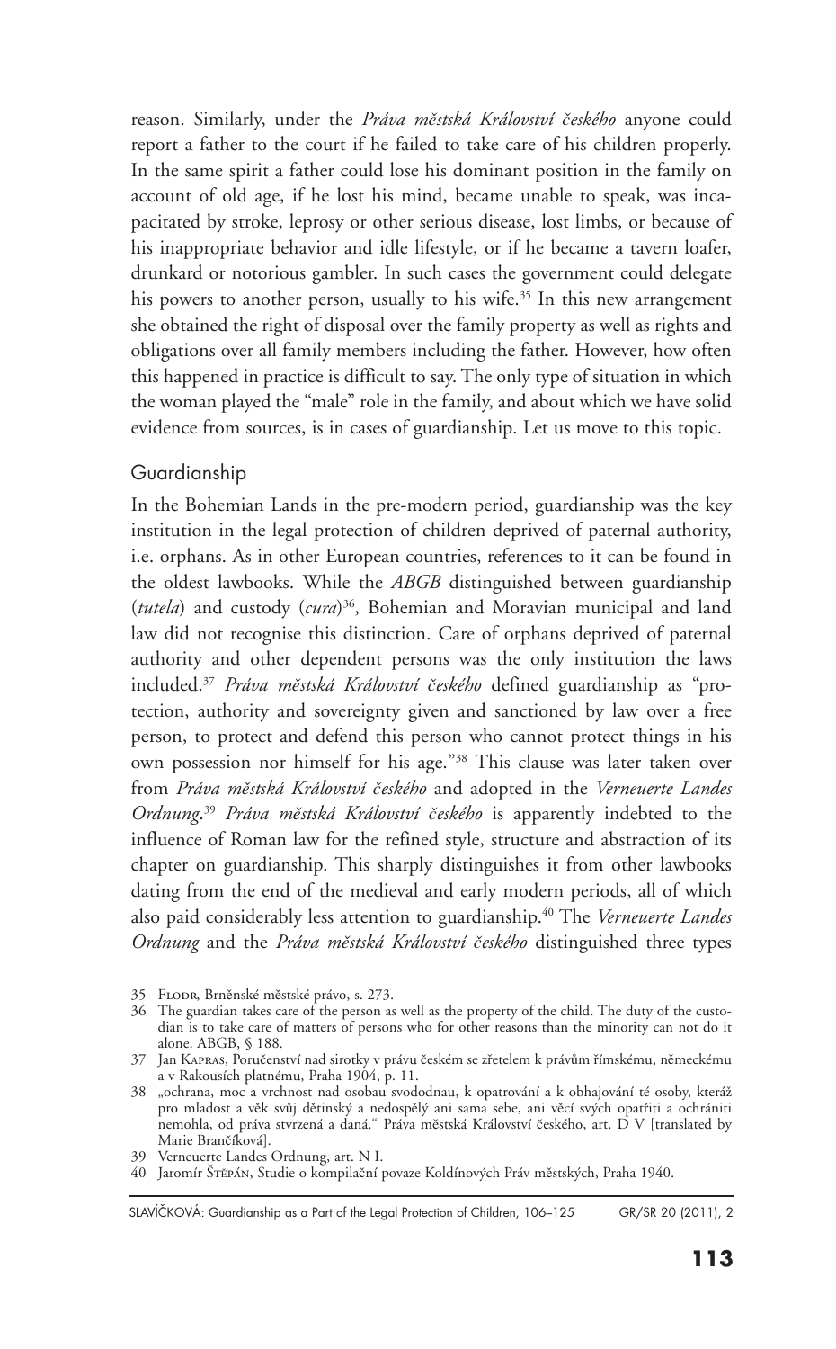reason. Similarly, under the *Práva městská Království českého* anyone could report a father to the court if he failed to take care of his children properly. In the same spirit a father could lose his dominant position in the family on account of old age, if he lost his mind, became unable to speak, was incapacitated by stroke, leprosy or other serious disease, lost limbs, or because of his inappropriate behavior and idle lifestyle, or if he became a tavern loafer, drunkard or notorious gambler. In such cases the government could delegate his powers to another person, usually to his wife.[35] In this new arrangement she obtained the right of disposal over the family property as well as rights and obligations over all family members including the father. However, how often this happened in practice is difficult to say. The only type of situation in which the woman played the "male" role in the family, and about which we have solid evidence from sources, is in cases of guardianship. Let us move to this topic.

## Guardianship

In the Bohemian Lands in the pre-modern period, guardianship was the key institution in the legal protection of children deprived of paternal authority, i.e. orphans. As in other European countries, references to it can be found in the oldest lawbooks. While the *ABGB* distinguished between guardianship (*tutela*) and custody (*cura*)[36], Bohemian and Moravian municipal and land law did not recognise this distinction. Care of orphans deprived of paternal authority and other dependent persons was the only institution the laws included.[37] *Práva městská Království českého* defined guardianship as "protection, authority and sovereignty given and sanctioned by law over a free person, to protect and defend this person who cannot protect things in his own possession nor himself for his age."[38] This clause was later taken over from *Práva městská Království českého* and adopted in the *Verneuerte Landes Ordnung*.[39] *Práva městská Království českého* is apparently indebted to the influence of Roman law for the refined style, structure and abstraction of its chapter on guardianship. This sharply distinguishes it from other lawbooks dating from the end of the medieval and early modern periods, all of which also paid considerably less attention to guardianship.[40] The *Verneuerte Landes Ordnung* and the *Práva městská Království českého* distinguished three types

---

35 Flodr, Brněnské městské právo, s. 273.

36 The guardian takes care of the person as well as the property of the child. The duty of the custodian is to take care of matters of persons who for other reasons than the minority can not do it alone. ABGB, § 188.

37 Jan Kapras, Poručenství nad sirotky v právu českém se zřetelem k právům římskému, německému a v Rakousích platnému, Praha 1904, p. 11.

38 „ochrana, moc a vrchnost nad osobau svododnau, k opatrování a k obhajování té osoby, kteráž pro mladost a věk svůj dětinský a nedospělý ani sama sebe, ani věcí svých opatřiti a ochrániti nemohla, od práva stvrzená a daná." Práva městská Království českého, art. D V [translated by Marie Brančíková].

39 Verneuerte Landes Ordnung, art. N I.

40 Jaromír Štěpán, Studie o kompilační povaze Koldínových Práv městských, Praha 1940.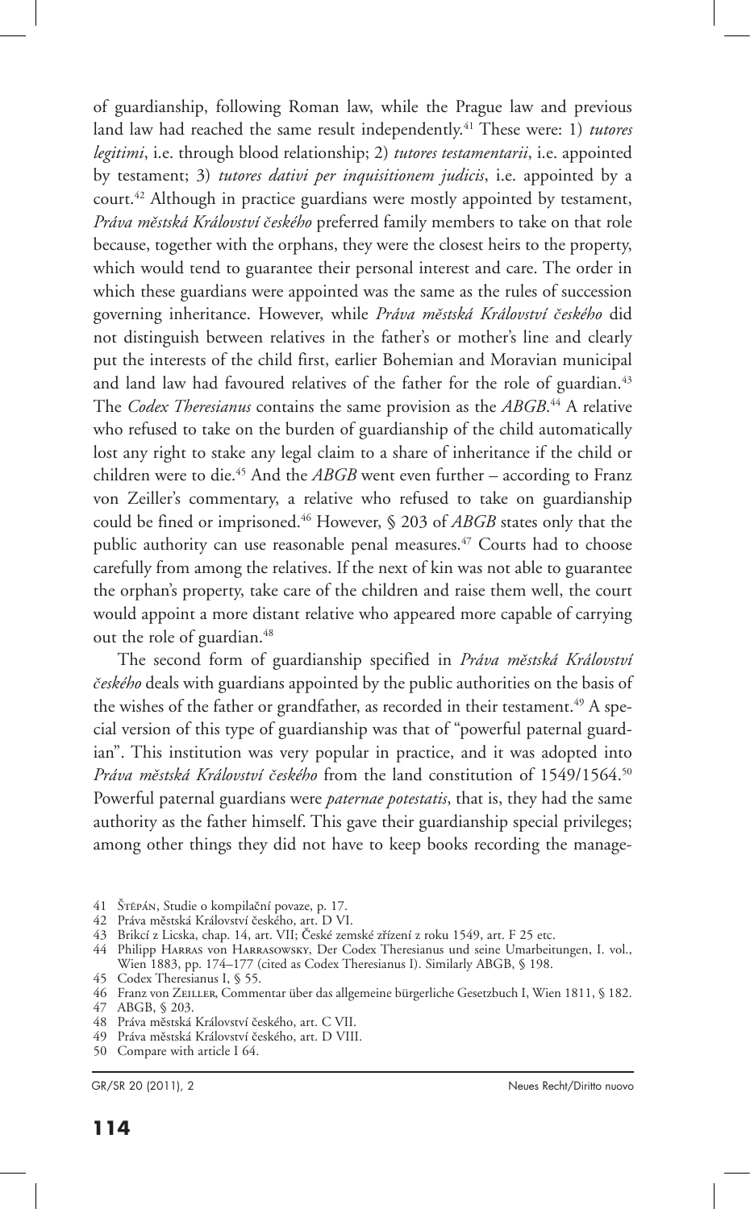of guardianship, following Roman law, while the Prague law and previous land law had reached the same result independently.[41] These were: 1) *tutores legitimi*, i.e. through blood relationship; 2) *tutores testamentarii*, i.e. appointed by testament; 3) *tutores dativi per inquisitionem judicis*, i.e. appointed by a court.[42] Although in practice guardians were mostly appointed by testament, *Práva městská Království českého* preferred family members to take on that role because, together with the orphans, they were the closest heirs to the property, which would tend to guarantee their personal interest and care. The order in which these guardians were appointed was the same as the rules of succession governing inheritance. However, while *Práva městská Království českého* did not distinguish between relatives in the father's or mother's line and clearly put the interests of the child first, earlier Bohemian and Moravian municipal and land law had favoured relatives of the father for the role of guardian.[43] The *Codex Theresianus* contains the same provision as the *ABGB*.[44] A relative who refused to take on the burden of guardianship of the child automatically lost any right to stake any legal claim to a share of inheritance if the child or children were to die.[45] And the *ABGB* went even further – according to Franz von Zeiller's commentary, a relative who refused to take on guardianship could be fined or imprisoned.[46] However, § 203 of *ABGB* states only that the public authority can use reasonable penal measures.[47] Courts had to choose carefully from among the relatives. If the next of kin was not able to guarantee the orphan's property, take care of the children and raise them well, the court would appoint a more distant relative who appeared more capable of carrying out the role of guardian.[48]

The second form of guardianship specified in *Práva městská Království českého* deals with guardians appointed by the public authorities on the basis of the wishes of the father or grandfather, as recorded in their testament.[49] A special version of this type of guardianship was that of "powerful paternal guardian". This institution was very popular in practice, and it was adopted into *Práva městská Království českého* from the land constitution of 1549/1564.[50] Powerful paternal guardians were *paternae potestatis*, that is, they had the same authority as the father himself. This gave their guardianship special privileges; among other things they did not have to keep books recording the manage-

41 Štěpán, Studie o kompilační povaze, p. 17.

42 Práva městská Království českého, art. D VI.

43 Brikcí z Licska, chap. 14, art. VII; České zemské zřízení z roku 1549, art. F 25 etc.

44 Philipp Harras von Harrasowsky, Der Codex Theresianus und seine Umarbeitungen, I. vol., Wien 1883, pp. 174–177 (cited as Codex Theresianus I). Similarly ABGB, § 198.

45 Codex Theresianus I, § 55.

46 Franz von Zeiller, Commentar über das allgemeine bürgerliche Gesetzbuch I, Wien 1811, § 182.

47 ABGB, § 203.

48 Práva městská Království českého, art. C VII.

49 Práva městská Království českého, art. D VIII.

50 Compare with article I 64.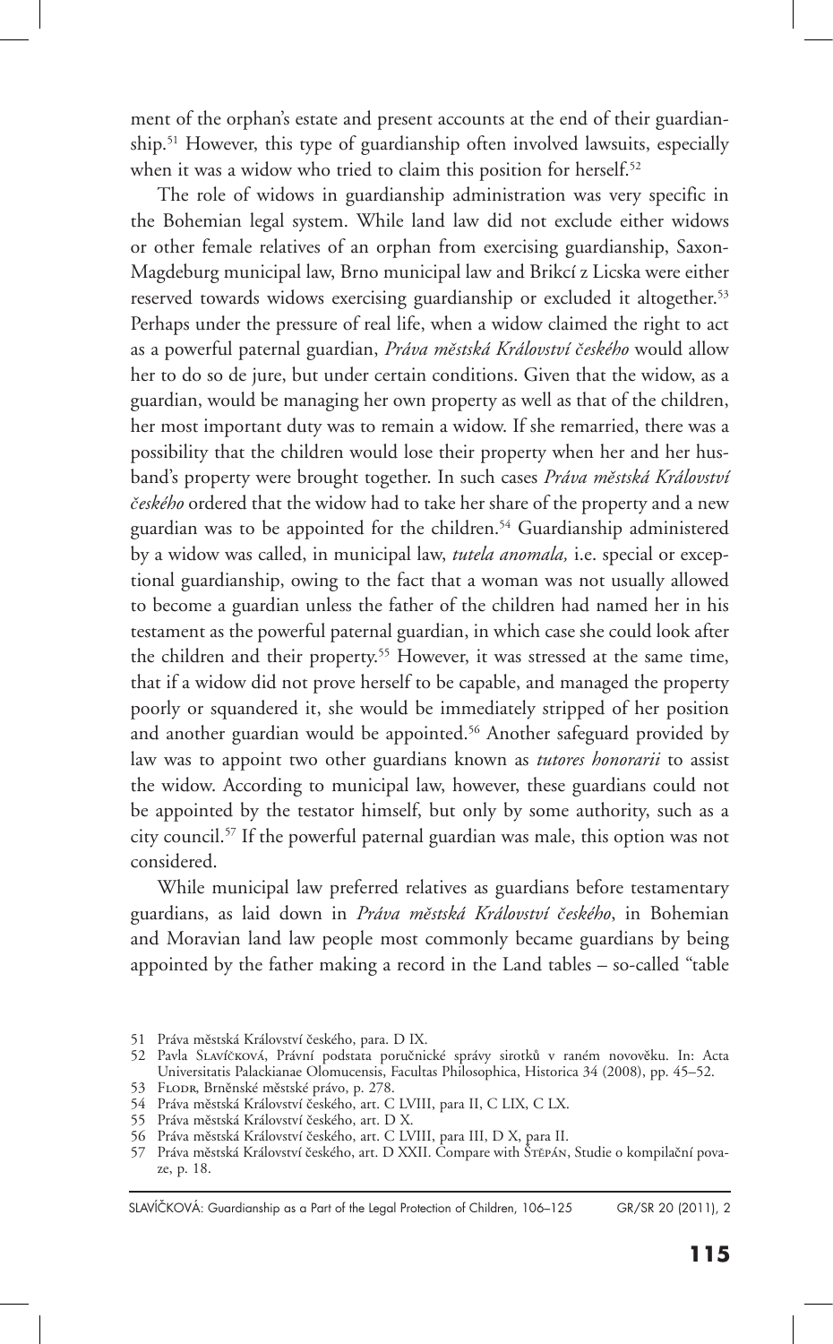ment of the orphan's estate and present accounts at the end of their guardianship.[51] However, this type of guardianship often involved lawsuits, especially when it was a widow who tried to claim this position for herself.[52]

The role of widows in guardianship administration was very specific in the Bohemian legal system. While land law did not exclude either widows or other female relatives of an orphan from exercising guardianship, Saxon-Magdeburg municipal law, Brno municipal law and Brikcí z Licska were either reserved towards widows exercising guardianship or excluded it altogether.[53] Perhaps under the pressure of real life, when a widow claimed the right to act as a powerful paternal guardian, *Práva městská Království českého* would allow her to do so de jure, but under certain conditions. Given that the widow, as a guardian, would be managing her own property as well as that of the children, her most important duty was to remain a widow. If she remarried, there was a possibility that the children would lose their property when her and her husband's property were brought together. In such cases *Práva městská Království českého* ordered that the widow had to take her share of the property and a new guardian was to be appointed for the children.[54] Guardianship administered by a widow was called, in municipal law, *tutela anomala,* i.e. special or exceptional guardianship, owing to the fact that a woman was not usually allowed to become a guardian unless the father of the children had named her in his testament as the powerful paternal guardian, in which case she could look after the children and their property.[55] However, it was stressed at the same time, that if a widow did not prove herself to be capable, and managed the property poorly or squandered it, she would be immediately stripped of her position and another guardian would be appointed.[56] Another safeguard provided by law was to appoint two other guardians known as *tutores honorarii* to assist the widow. According to municipal law, however, these guardians could not be appointed by the testator himself, but only by some authority, such as a city council.[57] If the powerful paternal guardian was male, this option was not considered.

While municipal law preferred relatives as guardians before testamentary guardians, as laid down in *Práva městská Království českého*, in Bohemian and Moravian land law people most commonly became guardians by being appointed by the father making a record in the Land tables – so-called "table

51 Práva městská Království českého, para. D IX.

52 Pavla Slavíčková, Právní podstata poručnické správy sirotků v raném novověku. In: Acta Universitatis Palackianae Olomucensis, Facultas Philosophica, Historica 34 (2008), pp. 45–52.

53 Flodr, Brněnské městské právo, p. 278.

54 Práva městská Království českého, art. C LVIII, para II, C LIX, C LX.

55 Práva městská Království českého, art. D X.

56 Práva městská Království českého, art. C LVIII, para III, D X, para II.

57 Práva městská Království českého, art. D XXII. Compare with Štěpán, Studie o kompilační povaze, p. 18.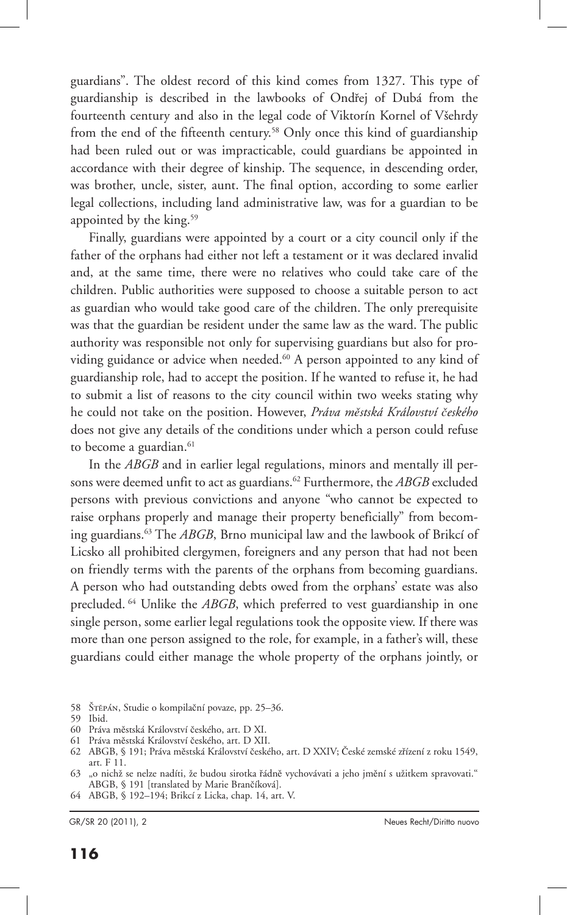guardians". The oldest record of this kind comes from 1327. This type of guardianship is described in the lawbooks of Ondřej of Dubá from the fourteenth century and also in the legal code of Viktorín Kornel of Všehrdy from the end of the fifteenth century.[58] Only once this kind of guardianship had been ruled out or was impracticable, could guardians be appointed in accordance with their degree of kinship. The sequence, in descending order, was brother, uncle, sister, aunt. The final option, according to some earlier legal collections, including land administrative law, was for a guardian to be appointed by the king.[59]

Finally, guardians were appointed by a court or a city council only if the father of the orphans had either not left a testament or it was declared invalid and, at the same time, there were no relatives who could take care of the children. Public authorities were supposed to choose a suitable person to act as guardian who would take good care of the children. The only prerequisite was that the guardian be resident under the same law as the ward. The public authority was responsible not only for supervising guardians but also for providing guidance or advice when needed.[60] A person appointed to any kind of guardianship role, had to accept the position. If he wanted to refuse it, he had to submit a list of reasons to the city council within two weeks stating why he could not take on the position. However, *Práva městská Království českého* does not give any details of the conditions under which a person could refuse to become a guardian.[61]

In the *ABGB* and in earlier legal regulations, minors and mentally ill persons were deemed unfit to act as guardians.[62] Furthermore, the *ABGB* excluded persons with previous convictions and anyone "who cannot be expected to raise orphans properly and manage their property beneficially" from becoming guardians.[63] The *ABGB*, Brno municipal law and the lawbook of Brikcí of Licsko all prohibited clergymen, foreigners and any person that had not been on friendly terms with the parents of the orphans from becoming guardians. A person who had outstanding debts owed from the orphans' estate was also precluded.[64] Unlike the *ABGB*, which preferred to vest guardianship in one single person, some earlier legal regulations took the opposite view. If there was more than one person assigned to the role, for example, in a father's will, these guardians could either manage the whole property of the orphans jointly, or

---

58 Štěpán, Studie o kompilační povaze, pp. 25–36.

59 Ibid.

60 Práva městská Království českého, art. D XI.

61 Práva městská Království českého, art. D XII.

62 ABGB, § 191; Práva městská Království českého, art. D XXIV; České zemské zřízení z roku 1549, art. F 11.

63 „o nichž se nelze nadíti, že budou sirotka řádně vychovávati a jeho jmění s užitkem spravovati." ABGB, § 191 [translated by Marie Brančíková].

64 ABGB, § 192–194; Brikcí z Licka, chap. 14, art. V.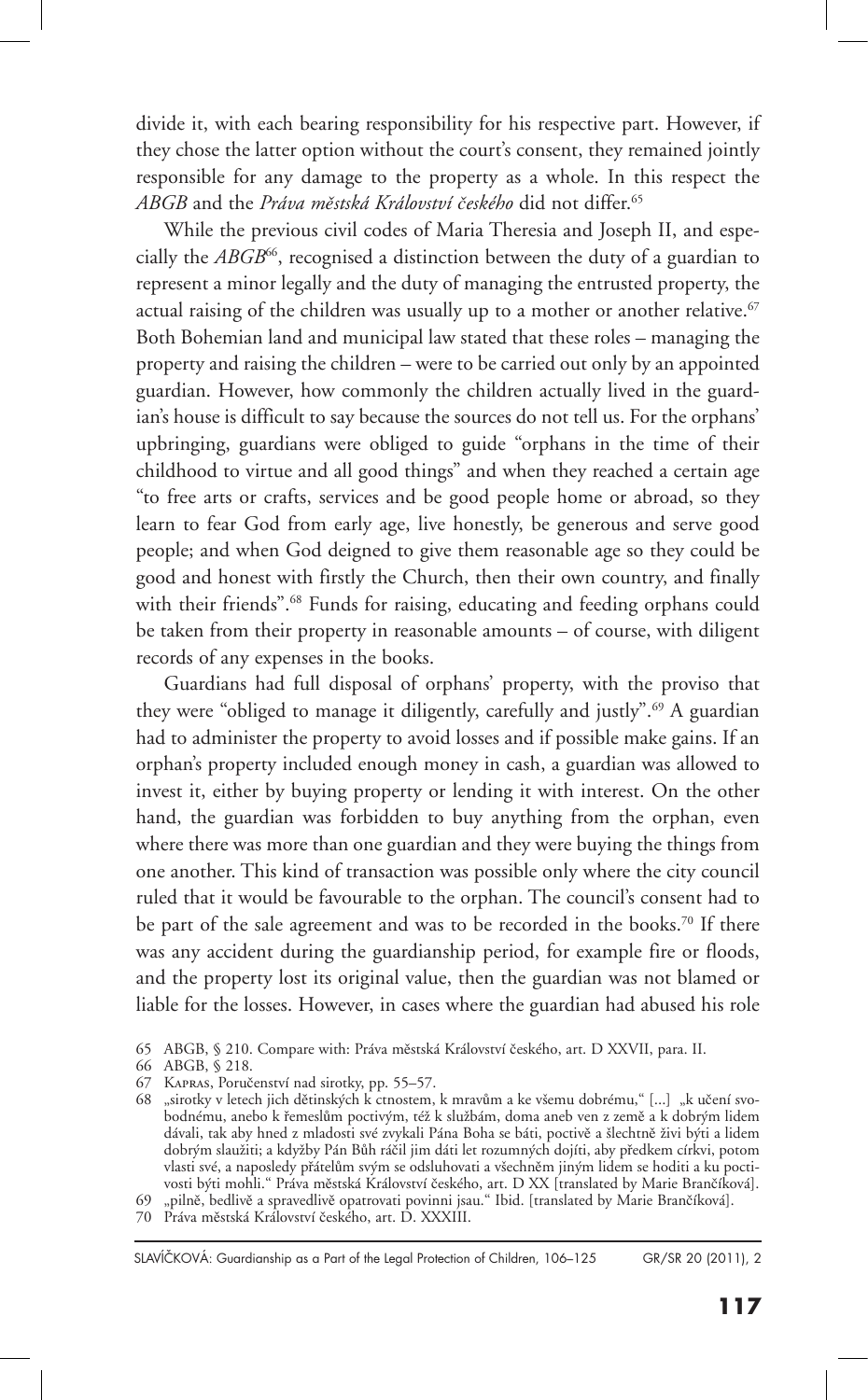divide it, with each bearing responsibility for his respective part. However, if they chose the latter option without the court's consent, they remained jointly responsible for any damage to the property as a whole. In this respect the *ABGB* and the *Práva městská Království českého* did not differ.[65]

While the previous civil codes of Maria Theresia and Joseph II, and especially the *ABGB*[66], recognised a distinction between the duty of a guardian to represent a minor legally and the duty of managing the entrusted property, the actual raising of the children was usually up to a mother or another relative.[67] Both Bohemian land and municipal law stated that these roles – managing the property and raising the children – were to be carried out only by an appointed guardian. However, how commonly the children actually lived in the guardian's house is difficult to say because the sources do not tell us. For the orphans' upbringing, guardians were obliged to guide "orphans in the time of their childhood to virtue and all good things" and when they reached a certain age "to free arts or crafts, services and be good people home or abroad, so they learn to fear God from early age, live honestly, be generous and serve good people; and when God deigned to give them reasonable age so they could be good and honest with firstly the Church, then their own country, and finally with their friends".[68] Funds for raising, educating and feeding orphans could be taken from their property in reasonable amounts – of course, with diligent records of any expenses in the books.

Guardians had full disposal of orphans' property, with the proviso that they were "obliged to manage it diligently, carefully and justly".[69] A guardian had to administer the property to avoid losses and if possible make gains. If an orphan's property included enough money in cash, a guardian was allowed to invest it, either by buying property or lending it with interest. On the other hand, the guardian was forbidden to buy anything from the orphan, even where there was more than one guardian and they were buying the things from one another. This kind of transaction was possible only where the city council ruled that it would be favourable to the orphan. The council's consent had to be part of the sale agreement and was to be recorded in the books.[70] If there was any accident during the guardianship period, for example fire or floods, and the property lost its original value, then the guardian was not blamed or liable for the losses. However, in cases where the guardian had abused his role

---

65 ABGB, § 210. Compare with: Práva městská Království českého, art. D XXVII, para. II.

66 ABGB, § 218.

67 Kapras, Poručenství nad sirotky, pp. 55–57.

68 „sirotky v letech jich dětinských k ctnostem, k mravům a ke všemu dobrému," [...] „k učení svobodnému, anebo k řemeslům poctivým, též k službám, doma aneb ven z země a k dobrým lidem dávali, tak aby hned z mladosti své zvykali Pána Boha se báti, poctivě a šlechtně živi býti a lidem dobrým slaužiti; a kdyžby Pán Bůh ráčil jim dáti let rozumných dojíti, aby předkem církvi, potom vlasti své, a naposledy přátelům svým se odsluhovati a všechněm jiným lidem se hoditi a ku poctivosti býti mohli." Práva městská Království českého, art. D XX [translated by Marie Brančíková].

69 „pilně, bedlivě a spravedlivě opatrovati povinni jsau." Ibid. [translated by Marie Brančíková].

70 Práva městská Království českého, art. D. XXXIII.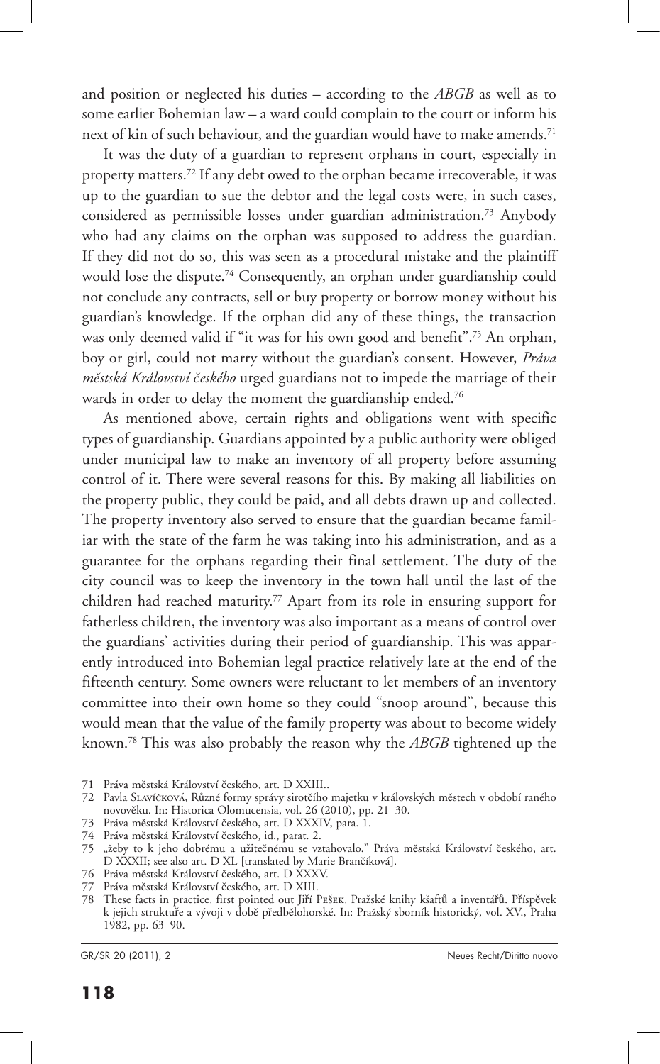and position or neglected his duties – according to the *ABGB* as well as to some earlier Bohemian law – a ward could complain to the court or inform his next of kin of such behaviour, and the guardian would have to make amends.[71]

It was the duty of a guardian to represent orphans in court, especially in property matters.[72] If any debt owed to the orphan became irrecoverable, it was up to the guardian to sue the debtor and the legal costs were, in such cases, considered as permissible losses under guardian administration.[73] Anybody who had any claims on the orphan was supposed to address the guardian. If they did not do so, this was seen as a procedural mistake and the plaintiff would lose the dispute.[74] Consequently, an orphan under guardianship could not conclude any contracts, sell or buy property or borrow money without his guardian's knowledge. If the orphan did any of these things, the transaction was only deemed valid if "it was for his own good and benefit".[75] An orphan, boy or girl, could not marry without the guardian's consent. However, *Práva městská Království českého* urged guardians not to impede the marriage of their wards in order to delay the moment the guardianship ended.[76]

As mentioned above, certain rights and obligations went with specific types of guardianship. Guardians appointed by a public authority were obliged under municipal law to make an inventory of all property before assuming control of it. There were several reasons for this. By making all liabilities on the property public, they could be paid, and all debts drawn up and collected. The property inventory also served to ensure that the guardian became familiar with the state of the farm he was taking into his administration, and as a guarantee for the orphans regarding their final settlement. The duty of the city council was to keep the inventory in the town hall until the last of the children had reached maturity.[77] Apart from its role in ensuring support for fatherless children, the inventory was also important as a means of control over the guardians' activities during their period of guardianship. This was apparently introduced into Bohemian legal practice relatively late at the end of the fifteenth century. Some owners were reluctant to let members of an inventory committee into their own home so they could "snoop around", because this would mean that the value of the family property was about to become widely known.[78] This was also probably the reason why the *ABGB* tightened up the

71 Práva městská Království českého, art. D XXIII..

72 Pavla Slavíčková, Různé formy správy sirotčího majetku v královských městech v období raného novověku. In: Historica Olomucensia, vol. 26 (2010), pp. 21–30.

73 Práva městská Království českého, art. D XXXIV, para. 1.

74 Práva městská Království českého, id., parat. 2.

75 „žeby to k jeho dobrému a užitečnému se vztahovalo." Práva městská Království českého, art. D XXXII; see also art. D XL [translated by Marie Brančíková].

76 Práva městská Království českého, art. D XXXV.

77 Práva městská Království českého, art. D XIII.

78 These facts in practice, first pointed out Jiří Pešek, Pražské knihy kšaftů a inventářů. Příspěvek k jejich struktuře a vývoji v době předbělohorské. In: Pražský sborník historický, vol. XV., Praha 1982, pp. 63–90.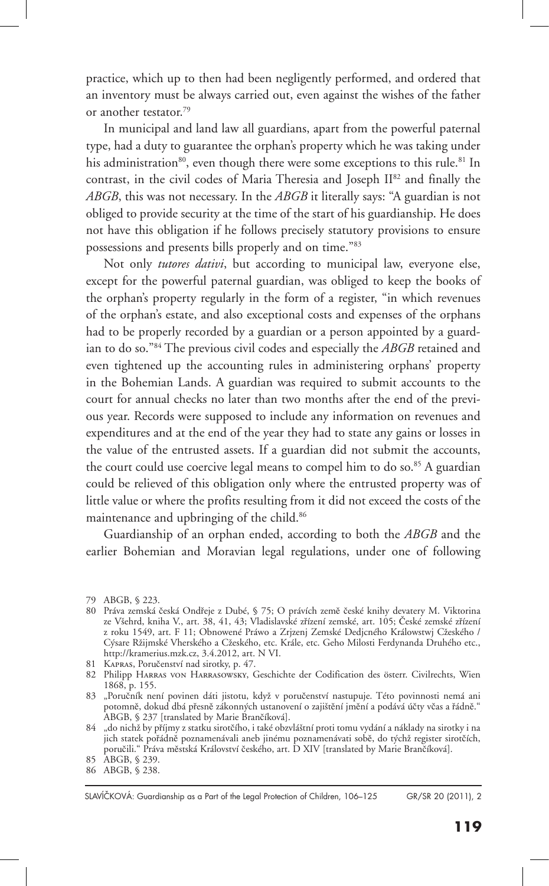practice, which up to then had been negligently performed, and ordered that an inventory must be always carried out, even against the wishes of the father or another testator.[79]

In municipal and land law all guardians, apart from the powerful paternal type, had a duty to guarantee the orphan's property which he was taking under his administration[80], even though there were some exceptions to this rule.[81] In contrast, in the civil codes of Maria Theresia and Joseph II[82] and finally the *ABGB*, this was not necessary. In the *ABGB* it literally says: "A guardian is not obliged to provide security at the time of the start of his guardianship. He does not have this obligation if he follows precisely statutory provisions to ensure possessions and presents bills properly and on time."[83]

Not only *tutores dativi*, but according to municipal law, everyone else, except for the powerful paternal guardian, was obliged to keep the books of the orphan's property regularly in the form of a register, "in which revenues of the orphan's estate, and also exceptional costs and expenses of the orphans had to be properly recorded by a guardian or a person appointed by a guardian to do so."[84] The previous civil codes and especially the *ABGB* retained and even tightened up the accounting rules in administering orphans' property in the Bohemian Lands. A guardian was required to submit accounts to the court for annual checks no later than two months after the end of the previous year. Records were supposed to include any information on revenues and expenditures and at the end of the year they had to state any gains or losses in the value of the entrusted assets. If a guardian did not submit the accounts, the court could use coercive legal means to compel him to do so.[85] A guardian could be relieved of this obligation only where the entrusted property was of little value or where the profits resulting from it did not exceed the costs of the maintenance and upbringing of the child.[86]

Guardianship of an orphan ended, according to both the *ABGB* and the earlier Bohemian and Moravian legal regulations, under one of following

---

79 ABGB, § 223.

80 Práva zemská česká Ondřeje z Dubé, § 75; O právích země české knihy devatery M. Viktorina ze Všehrd, kniha V., art. 38, 41, 43; Vladislavské zřízení zemské, art. 105; České zemské zřízení z roku 1549, art. F 11; Obnowené Práwo a Zrjzenj Zemské Dedjcného Králowstwj Cžeského / Cýsare Ržijmské Vherského a Cžeského, etc. Krále, etc. Geho Milosti Ferdynanda Druhého etc., http://kramerius.mzk.cz, 3.4.2012, art. N VI.

81 Kapras, Poručenství nad sirotky, p. 47.

82 Philipp Harras von Harrasowsky, Geschichte der Codification des österr. Civilrechts, Wien 1868, p. 155.

83 „Poručník není povinen dáti jistotu, když v poručenství nastupuje. Této povinnosti nemá ani potomně, dokud dbá přesně zákonných ustanovení o zajištění jmění a podává účty včas a řádně." ABGB, § 237 [translated by Marie Brančíková].

84 „do nichž by příjmy z statku sirotčího, i také obzvláštní proti tomu vydání a náklady na sirotky i na jich statek pořádně poznamenávali aneb jinému poznamenávati sobě, do týchž register sirotčích, poručili." Práva městská Království českého, art. D XIV [translated by Marie Brančíková].

85 ABGB, § 239.

86 ABGB, § 238.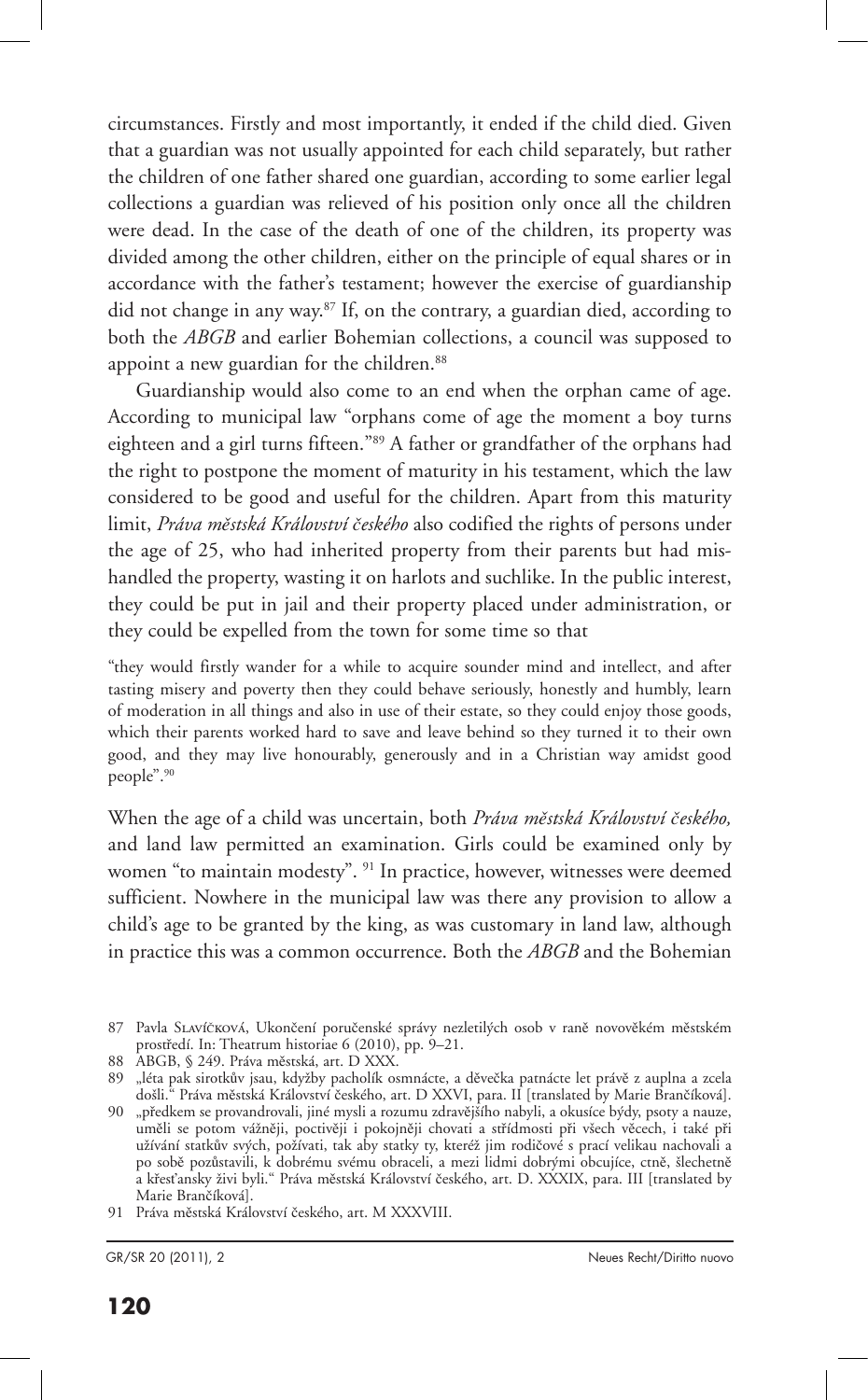circumstances. Firstly and most importantly, it ended if the child died. Given that a guardian was not usually appointed for each child separately, but rather the children of one father shared one guardian, according to some earlier legal collections a guardian was relieved of his position only once all the children were dead. In the case of the death of one of the children, its property was divided among the other children, either on the principle of equal shares or in accordance with the father's testament; however the exercise of guardianship did not change in any way.[87] If, on the contrary, a guardian died, according to both the *ABGB* and earlier Bohemian collections, a council was supposed to appoint a new guardian for the children.[88]

Guardianship would also come to an end when the orphan came of age. According to municipal law "orphans come of age the moment a boy turns eighteen and a girl turns fifteen."[89] A father or grandfather of the orphans had the right to postpone the moment of maturity in his testament, which the law considered to be good and useful for the children. Apart from this maturity limit, *Práva městská Království českého* also codified the rights of persons under the age of 25, who had inherited property from their parents but had mishandled the property, wasting it on harlots and suchlike. In the public interest, they could be put in jail and their property placed under administration, or they could be expelled from the town for some time so that

> "they would firstly wander for a while to acquire sounder mind and intellect, and after tasting misery and poverty then they could behave seriously, honestly and humbly, learn of moderation in all things and also in use of their estate, so they could enjoy those goods, which their parents worked hard to save and leave behind so they turned it to their own good, and they may live honourably, generously and in a Christian way amidst good people".[90]

When the age of a child was uncertain, both *Práva městská Království českého,* and land law permitted an examination. Girls could be examined only by women "to maintain modesty". [91] In practice, however, witnesses were deemed sufficient. Nowhere in the municipal law was there any provision to allow a child's age to be granted by the king, as was customary in land law, although in practice this was a common occurrence. Both the *ABGB* and the Bohemian

---

87 Pavla Slavíčková, Ukončení poručenské správy nezletilých osob v raně novověkém městském prostředí. In: Theatrum historiae 6 (2010), pp. 9–21.

88 ABGB, § 249. Práva městská, art. D XXX.

89 „léta pak sirotkův jsau, když by pacholík osmnácte, a děvečka patnácte let právě z auplna a zcela došli." Práva městská Království českého, art. D XXVI, para. II [translated by Marie Brančíková].

90 „předkem se provandrovali, jiné mysli a rozumu zdravějšího nabyli, a okusíce bídy, psoty a nauze, uměli se potom vážněji, poctivěji i pokojněji chovati a střídmosti při všech věcech, i také při užívání statkův svých, požívati, tak aby statky ty, kteréž jim rodičové s prací velikau nachovali a po sobě pozůstavili, k dobrému svému obraceli, a mezi lidmi dobrými obcujíce, ctně, šlechetně a křesťansky živi byli." Práva městská Království českého, art. D. XXXIX, para. III [translated by Marie Brančíková].

91 Práva městská Království českého, art. M XXXVIII.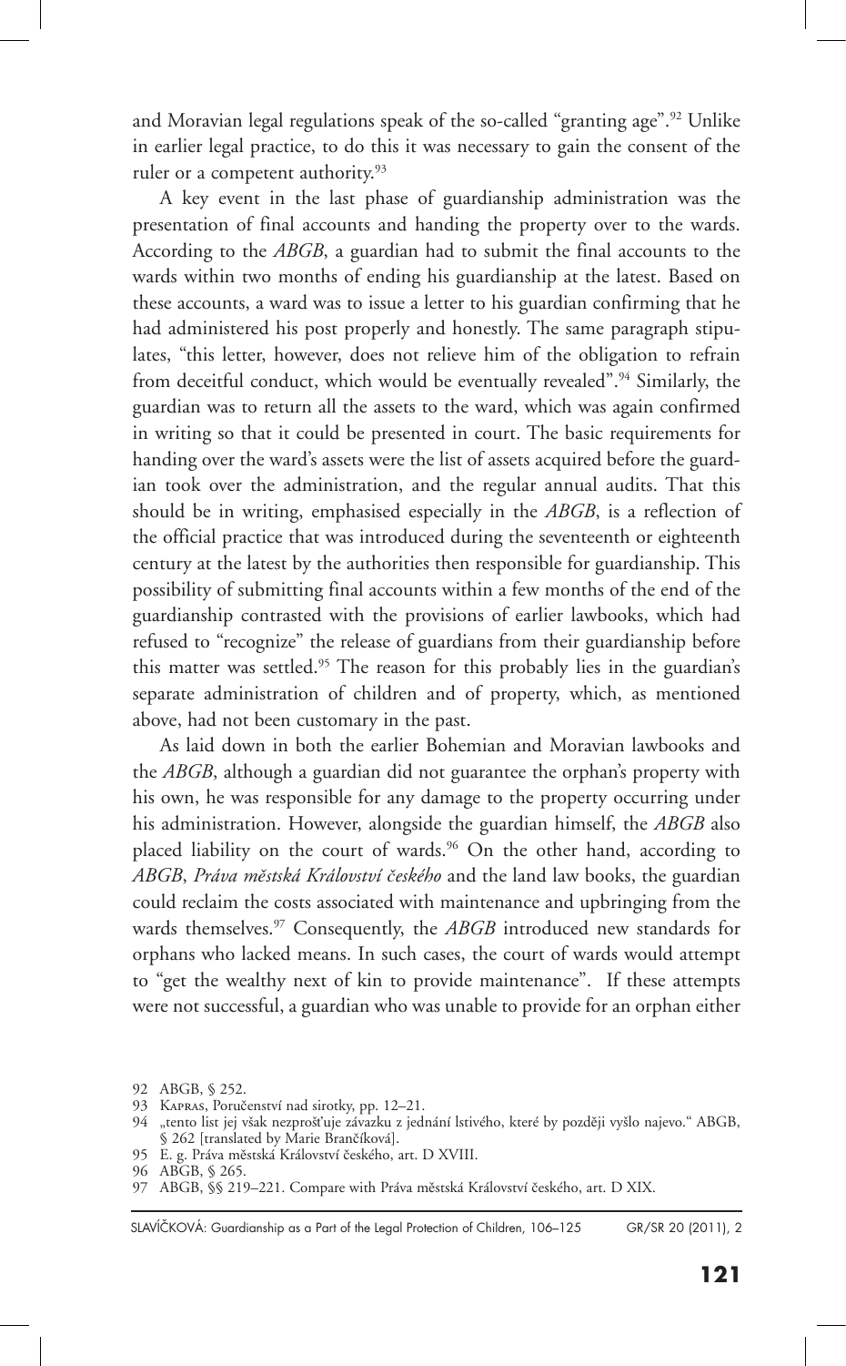and Moravian legal regulations speak of the so-called "granting age".[92] Unlike in earlier legal practice, to do this it was necessary to gain the consent of the ruler or a competent authority.[93]

A key event in the last phase of guardianship administration was the presentation of final accounts and handing the property over to the wards. According to the *ABGB*, a guardian had to submit the final accounts to the wards within two months of ending his guardianship at the latest. Based on these accounts, a ward was to issue a letter to his guardian confirming that he had administered his post properly and honestly. The same paragraph stipulates, "this letter, however, does not relieve him of the obligation to refrain from deceitful conduct, which would be eventually revealed".[94] Similarly, the guardian was to return all the assets to the ward, which was again confirmed in writing so that it could be presented in court. The basic requirements for handing over the ward's assets were the list of assets acquired before the guardian took over the administration, and the regular annual audits. That this should be in writing, emphasised especially in the *ABGB*, is a reflection of the official practice that was introduced during the seventeenth or eighteenth century at the latest by the authorities then responsible for guardianship. This possibility of submitting final accounts within a few months of the end of the guardianship contrasted with the provisions of earlier lawbooks, which had refused to "recognize" the release of guardians from their guardianship before this matter was settled.[95] The reason for this probably lies in the guardian's separate administration of children and of property, which, as mentioned above, had not been customary in the past.

As laid down in both the earlier Bohemian and Moravian lawbooks and the *ABGB*, although a guardian did not guarantee the orphan's property with his own, he was responsible for any damage to the property occurring under his administration. However, alongside the guardian himself, the *ABGB* also placed liability on the court of wards.[96] On the other hand, according to *ABGB*, *Práva městská Království českého* and the land law books, the guardian could reclaim the costs associated with maintenance and upbringing from the wards themselves.[97] Consequently, the *ABGB* introduced new standards for orphans who lacked means. In such cases, the court of wards would attempt to "get the wealthy next of kin to provide maintenance". If these attempts were not successful, a guardian who was unable to provide for an orphan either

92 ABGB, § 252.

93 Kapras, Poručenství nad sirotky, pp. 12–21.

94 „tento list jej však nezprošťuje závazku z jednání lstivého, které by později vyšlo najevo." ABGB, § 262 [translated by Marie Brančíková].

95 E. g. Práva městská Království českého, art. D XVIII.

96 ABGB, § 265.

97 ABGB, §§ 219–221. Compare with Práva městská Království českého, art. D XIX.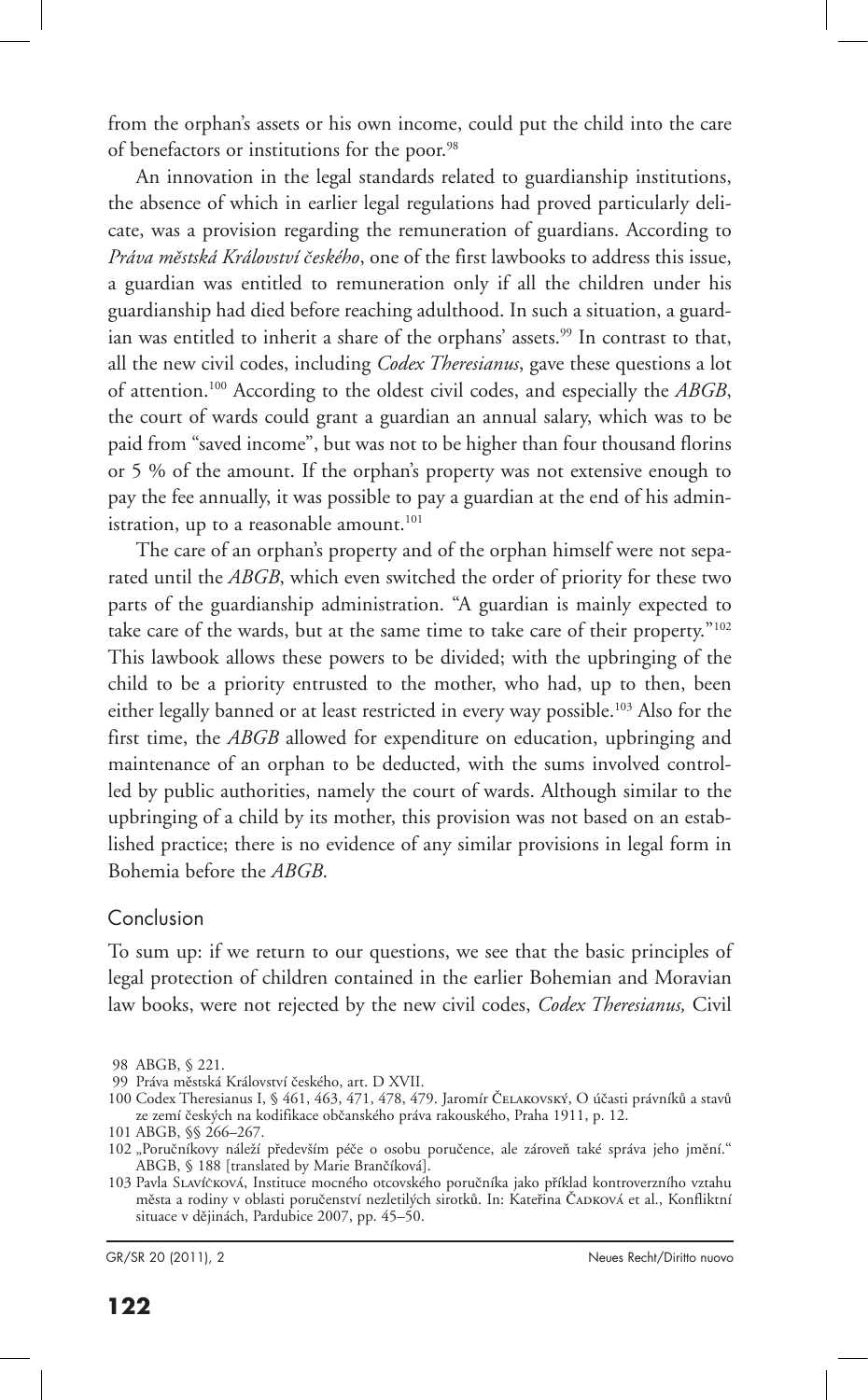from the orphan's assets or his own income, could put the child into the care of benefactors or institutions for the poor.[98]

An innovation in the legal standards related to guardianship institutions, the absence of which in earlier legal regulations had proved particularly delicate, was a provision regarding the remuneration of guardians. According to *Práva městská Království českého*, one of the first lawbooks to address this issue, a guardian was entitled to remuneration only if all the children under his guardianship had died before reaching adulthood. In such a situation, a guardian was entitled to inherit a share of the orphans' assets.[99] In contrast to that, all the new civil codes, including *Codex Theresianus*, gave these questions a lot of attention.[100] According to the oldest civil codes, and especially the *ABGB*, the court of wards could grant a guardian an annual salary, which was to be paid from "saved income", but was not to be higher than four thousand florins or 5 % of the amount. If the orphan's property was not extensive enough to pay the fee annually, it was possible to pay a guardian at the end of his administration, up to a reasonable amount.[101]

The care of an orphan's property and of the orphan himself were not separated until the *ABGB*, which even switched the order of priority for these two parts of the guardianship administration. "A guardian is mainly expected to take care of the wards, but at the same time to take care of their property."[102] This lawbook allows these powers to be divided; with the upbringing of the child to be a priority entrusted to the mother, who had, up to then, been either legally banned or at least restricted in every way possible.[103] Also for the first time, the *ABGB* allowed for expenditure on education, upbringing and maintenance of an orphan to be deducted, with the sums involved controlled by public authorities, namely the court of wards. Although similar to the upbringing of a child by its mother, this provision was not based on an established practice; there is no evidence of any similar provisions in legal form in Bohemia before the *ABGB*.

## Conclusion

To sum up: if we return to our questions, we see that the basic principles of legal protection of children contained in the earlier Bohemian and Moravian law books, were not rejected by the new civil codes, *Codex Theresianus,* Civil

98 ABGB, § 221.

99 Práva městská Království českého, art. D XVII.

100 Codex Theresianus I, § 461, 463, 471, 478, 479. Jaromír Čelakovský, O účasti právníků a stavů ze zemí českých na kodifikace občanského práva rakouského, Praha 1911, p. 12.

101 ABGB, §§ 266–267.

102 „Poručníkovy náleží především péče o osobu poručence, ale zároveň také správa jeho jmění." ABGB, § 188 [translated by Marie Brančíková].

103 Pavla Slavíčková, Instituce mocného otcovského poručníka jako příklad kontroverzního vztahu města a rodiny v oblasti poručenství nezletilých sirotků. In: Kateřina Čadková et al., Konfliktní situace v dějinách, Pardubice 2007, pp. 45–50.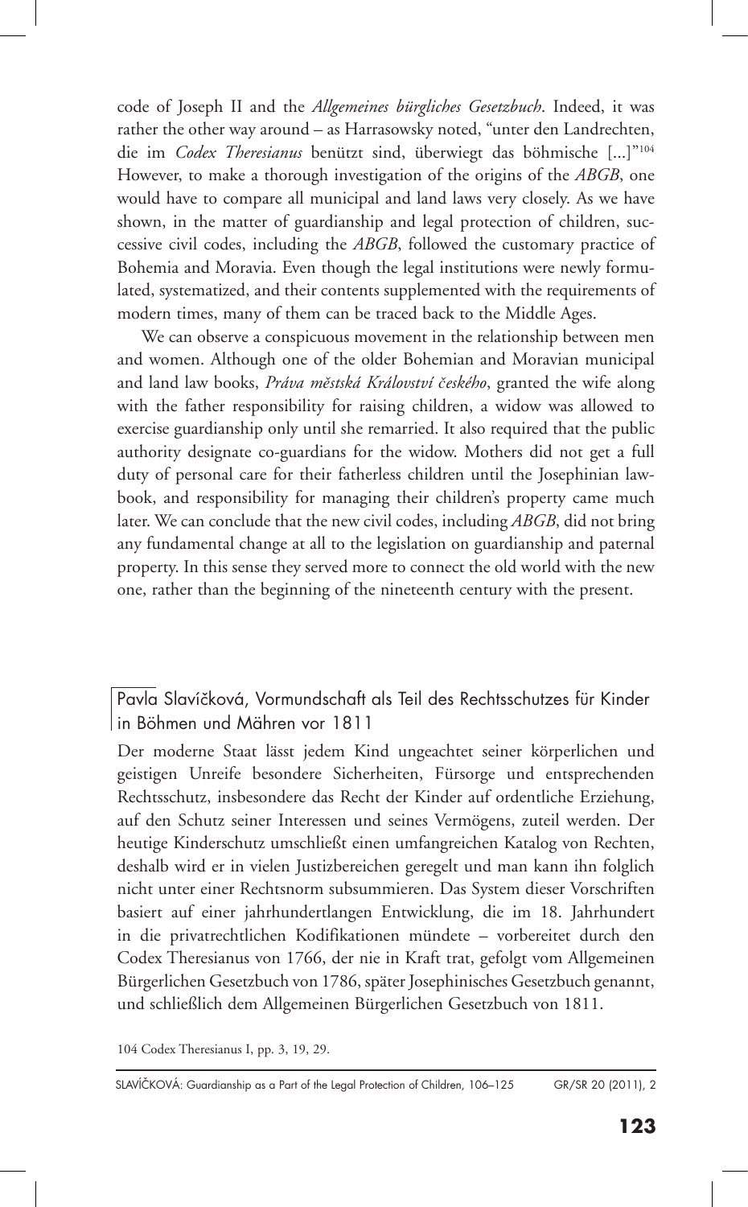code of Joseph II and the *Allgemeines bürgliches Gesetzbuch*. Indeed, it was rather the other way around – as Harrasowsky noted, "unter den Landrechten, die im *Codex Theresianus* benützt sind, überwiegt das böhmische [...]"[104] However, to make a thorough investigation of the origins of the *ABGB*, one would have to compare all municipal and land laws very closely. As we have shown, in the matter of guardianship and legal protection of children, successive civil codes, including the *ABGB*, followed the customary practice of Bohemia and Moravia. Even though the legal institutions were newly formulated, systematized, and their contents supplemented with the requirements of modern times, many of them can be traced back to the Middle Ages.

We can observe a conspicuous movement in the relationship between men and women. Although one of the older Bohemian and Moravian municipal and land law books, *Práva městská Království českého*, granted the wife along with the father responsibility for raising children, a widow was allowed to exercise guardianship only until she remarried. It also required that the public authority designate co-guardians for the widow. Mothers did not get a full duty of personal care for their fatherless children until the Josephinian lawbook, and responsibility for managing their children's property came much later. We can conclude that the new civil codes, including *ABGB*, did not bring any fundamental change at all to the legislation on guardianship and paternal property. In this sense they served more to connect the old world with the new one, rather than the beginning of the nineteenth century with the present.

## Pavla Slavíčková, Vormundschaft als Teil des Rechtsschutzes für Kinder in Böhmen und Mähren vor 1811

Der moderne Staat lässt jedem Kind ungeachtet seiner körperlichen und geistigen Unreife besondere Sicherheiten, Fürsorge und entsprechenden Rechtsschutz, insbesondere das Recht der Kinder auf ordentliche Erziehung, auf den Schutz seiner Interessen und seines Vermögens, zuteil werden. Der heutige Kinderschutz umschließt einen umfangreichen Katalog von Rechten, deshalb wird er in vielen Justizbereichen geregelt und man kann ihn folglich nicht unter einer Rechtsnorm subsummieren. Das System dieser Vorschriften basiert auf einer jahrhundertlangen Entwicklung, die im 18. Jahrhundert in die privatrechtlichen Kodifikationen mündete – vorbereitet durch den Codex Theresianus von 1766, der nie in Kraft trat, gefolgt vom Allgemeinen Bürgerlichen Gesetzbuch von 1786, später Josephinisches Gesetzbuch genannt, und schließlich dem Allgemeinen Bürgerlichen Gesetzbuch von 1811.

104 Codex Theresianus I, pp. 3, 19, 29.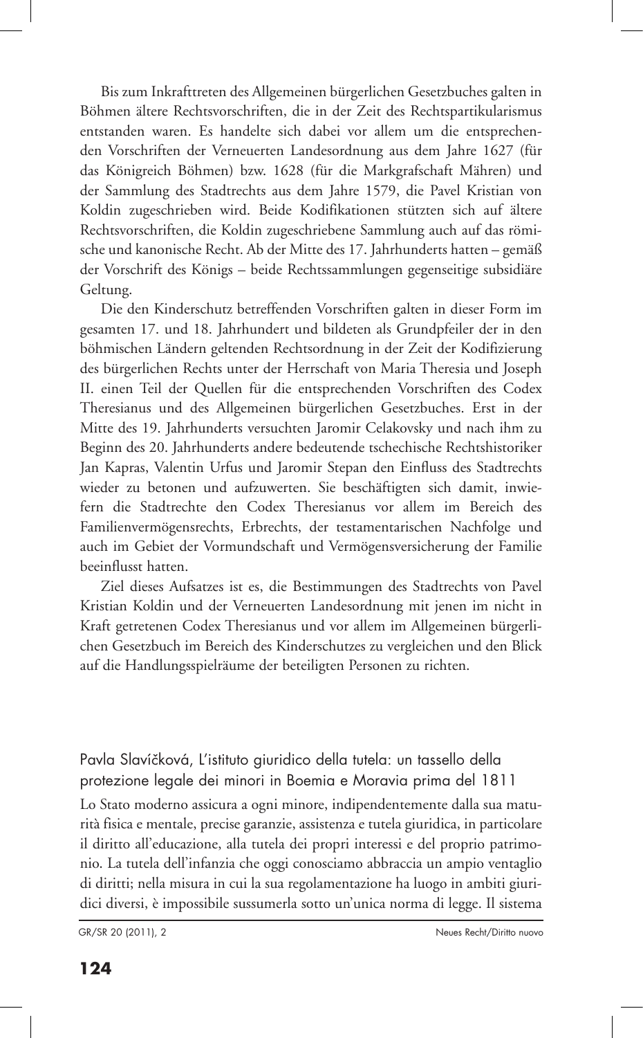Bis zum Inkrafttreten des Allgemeinen bürgerlichen Gesetzbuches galten in Böhmen ältere Rechtsvorschriften, die in der Zeit des Rechtspartikularismus entstanden waren. Es handelte sich dabei vor allem um die entsprechenden Vorschriften der Verneuerten Landesordnung aus dem Jahre 1627 (für das Königreich Böhmen) bzw. 1628 (für die Markgrafschaft Mähren) und der Sammlung des Stadtrechts aus dem Jahre 1579, die Pavel Kristian von Koldin zugeschrieben wird. Beide Kodifikationen stützten sich auf ältere Rechtsvorschriften, die Koldin zugeschriebene Sammlung auch auf das römische und kanonische Recht. Ab der Mitte des 17. Jahrhunderts hatten – gemäß der Vorschrift des Königs – beide Rechtssammlungen gegenseitige subsidiäre Geltung.

Die den Kinderschutz betreffenden Vorschriften galten in dieser Form im gesamten 17. und 18. Jahrhundert und bildeten als Grundpfeiler der in den böhmischen Ländern geltenden Rechtsordnung in der Zeit der Kodifizierung des bürgerlichen Rechts unter der Herrschaft von Maria Theresia und Joseph II. einen Teil der Quellen für die entsprechenden Vorschriften des Codex Theresianus und des Allgemeinen bürgerlichen Gesetzbuches. Erst in der Mitte des 19. Jahrhunderts versuchten Jaromir Celakovsky und nach ihm zu Beginn des 20. Jahrhunderts andere bedeutende tschechische Rechtshistoriker Jan Kapras, Valentin Urfus und Jaromir Stepan den Einfluss des Stadtrechts wieder zu betonen und aufzuwerten. Sie beschäftigten sich damit, inwiefern die Stadtrechte den Codex Theresianus vor allem im Bereich des Familienvermögensrechts, Erbrechts, der testamentarischen Nachfolge und auch im Gebiet der Vormundschaft und Vermögensversicherung der Familie beeinflusst hatten.

Ziel dieses Aufsatzes ist es, die Bestimmungen des Stadtrechts von Pavel Kristian Koldin und der Verneuerten Landesordnung mit jenen im nicht in Kraft getretenen Codex Theresianus und vor allem im Allgemeinen bürgerlichen Gesetzbuch im Bereich des Kinderschutzes zu vergleichen und den Blick auf die Handlungsspielräume der beteiligten Personen zu richten.

## Pavla Slavíčková, L'istituto giuridico della tutela: un tassello della protezione legale dei minori in Boemia e Moravia prima del 1811

Lo Stato moderno assicura a ogni minore, indipendentemente dalla sua maturità fisica e mentale, precise garanzie, assistenza e tutela giuridica, in particolare il diritto all'educazione, alla tutela dei propri interessi e del proprio patrimonio. La tutela dell'infanzia che oggi conosciamo abbraccia un ampio ventaglio di diritti; nella misura in cui la sua regolamentazione ha luogo in ambiti giuridici diversi, è impossibile sussumerla sotto un'unica norma di legge. Il sistema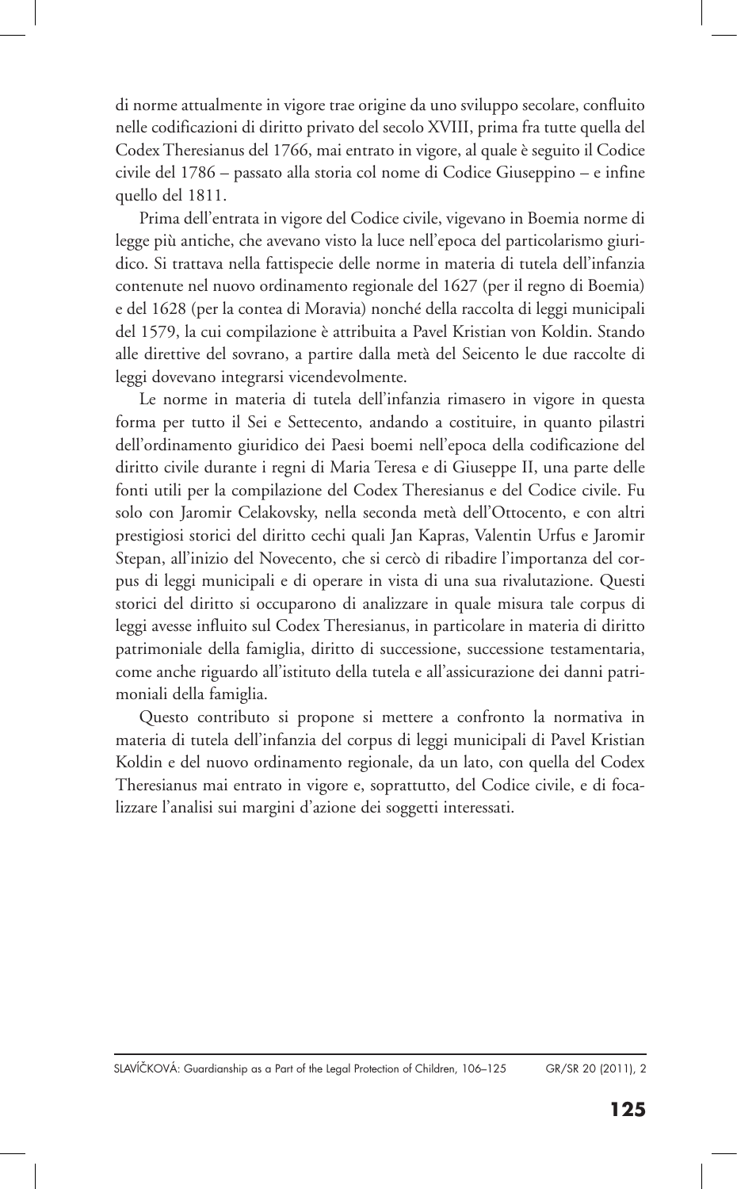di norme attualmente in vigore trae origine da uno sviluppo secolare, confluito nelle codificazioni di diritto privato del secolo XVIII, prima fra tutte quella del Codex Theresianus del 1766, mai entrato in vigore, al quale è seguito il Codice civile del 1786 – passato alla storia col nome di Codice Giuseppino – e infine quello del 1811.

Prima dell'entrata in vigore del Codice civile, vigevano in Boemia norme di legge più antiche, che avevano visto la luce nell'epoca del particolarismo giuridico. Si trattava nella fattispecie delle norme in materia di tutela dell'infanzia contenute nel nuovo ordinamento regionale del 1627 (per il regno di Boemia) e del 1628 (per la contea di Moravia) nonché della raccolta di leggi municipali del 1579, la cui compilazione è attribuita a Pavel Kristian von Koldin. Stando alle direttive del sovrano, a partire dalla metà del Seicento le due raccolte di leggi dovevano integrarsi vicendevolmente.

Le norme in materia di tutela dell'infanzia rimasero in vigore in questa forma per tutto il Sei e Settecento, andando a costituire, in quanto pilastri dell'ordinamento giuridico dei Paesi boemi nell'epoca della codificazione del diritto civile durante i regni di Maria Teresa e di Giuseppe II, una parte delle fonti utili per la compilazione del Codex Theresianus e del Codice civile. Fu solo con Jaromir Celakovsky, nella seconda metà dell'Ottocento, e con altri prestigiosi storici del diritto cechi quali Jan Kapras, Valentin Urfus e Jaromir Stepan, all'inizio del Novecento, che si cercò di ribadire l'importanza del corpus di leggi municipali e di operare in vista di una sua rivalutazione. Questi storici del diritto si occuparono di analizzare in quale misura tale corpus di leggi avesse influito sul Codex Theresianus, in particolare in materia di diritto patrimoniale della famiglia, diritto di successione, successione testamentaria, come anche riguardo all'istituto della tutela e all'assicurazione dei danni patrimoniali della famiglia.

Questo contributo si propone si mettere a confronto la normativa in materia di tutela dell'infanzia del corpus di leggi municipali di Pavel Kristian Koldin e del nuovo ordinamento regionale, da un lato, con quella del Codex Theresianus mai entrato in vigore e, soprattutto, del Codice civile, e di focalizzare l'analisi sui margini d'azione dei soggetti interessati.